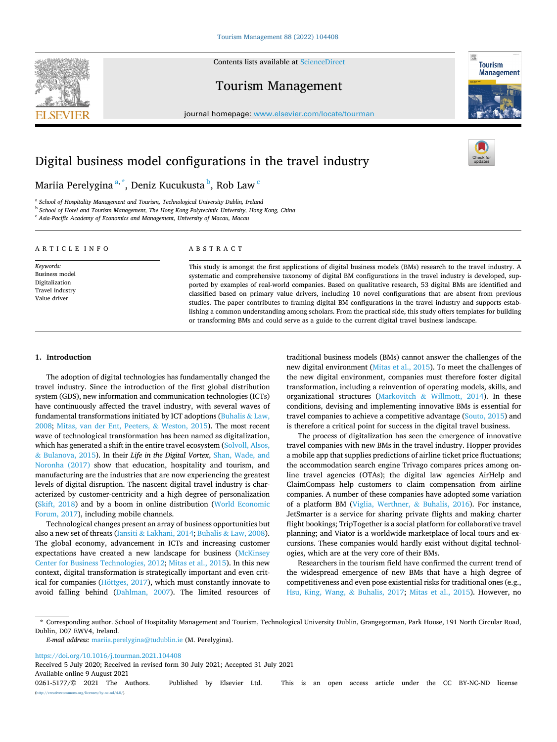# Digital business model configurations in the travel industry

Mariia Perelygina [a,*], Deniz Kucukusta [b], Rob Law [c]

[a] School of Hospitality Management and Tourism, Technological University Dublin, Ireland
[b] School of Hotel and Tourism Management, The Hong Kong Polytechnic University, Hong Kong, China
[c] Asia-Pacific Academy of Economics and Management, University of Macau, Macau

## ARTICLE INFO

*Keywords:*
Business model
Digitalization
Travel industry
Value driver

## ABSTRACT

This study is amongst the first applications of digital business models (BMs) research to the travel industry. A systematic and comprehensive taxonomy of digital BM configurations in the travel industry is developed, supported by examples of real-world companies. Based on qualitative research, 53 digital BMs are identified and classified based on primary value drivers, including 10 novel configurations that are absent from previous studies. The paper contributes to framing digital BM configurations in the travel industry and supports establishing a common understanding among scholars. From the practical side, this study offers templates for building or transforming BMs and could serve as a guide to the current digital travel business landscape.

## 1. Introduction

The adoption of digital technologies has fundamentally changed the travel industry. Since the introduction of the first global distribution system (GDS), new information and communication technologies (ICTs) have continuously affected the travel industry, with several waves of fundamental transformations initiated by ICT adoptions (Buhalis & Law, 2008; Mitas, van der Ent, Peeters, & Weston, 2015). The most recent wave of technological transformation has been named as digitalization, which has generated a shift in the entire travel ecosystem (Solvoll, Alsos, & Bulanova, 2015). In their *Life in the Digital Vortex*, Shan, Wade, and Noronha (2017) show that education, hospitality and tourism, and manufacturing are the industries that are now experiencing the greatest levels of digital disruption. The nascent digital travel industry is characterized by customer-centricity and a high degree of personalization (Skift, 2018) and by a boom in online distribution (World Economic Forum, 2017), including mobile channels.

Technological changes present an array of business opportunities but also a new set of threats (Iansiti & Lakhani, 2014; Buhalis & Law, 2008). The global economy, advancement in ICTs and increasing customer expectations have created a new landscape for business (McKinsey Center for Business Technologies, 2012; Mitas et al., 2015). In this new context, digital transformation is strategically important and even critical for companies (Höttges, 2017), which must constantly innovate to avoid falling behind (Dahlman, 2007). The limited resources of traditional business models (BMs) cannot answer the challenges of the new digital environment (Mitas et al., 2015). To meet the challenges of the new digital environment, companies must therefore foster digital transformation, including a reinvention of operating models, skills, and organizational structures (Markovitch & Willmott, 2014). In these conditions, devising and implementing innovative BMs is essential for travel companies to achieve a competitive advantage (Souto, 2015) and is therefore a critical point for success in the digital travel business.

The process of digitalization has seen the emergence of innovative travel companies with new BMs in the travel industry. Hopper provides a mobile app that supplies predictions of airline ticket price fluctuations; the accommodation search engine Trivago compares prices among online travel agencies (OTAs); the digital law agencies AirHelp and ClaimCompass help customers to claim compensation from airline companies. A number of these companies have adopted some variation of a platform BM (Viglia, Werthner, & Buhalis, 2016). For instance, JetSmarter is a service for sharing private flights and making charter flight bookings; TripTogether is a social platform for collaborative travel planning; and Viator is a worldwide marketplace of local tours and excursions. These companies would hardly exist without digital technologies, which are at the very core of their BMs.

Researchers in the tourism field have confirmed the current trend of the widespread emergence of new BMs that have a high degree of competitiveness and even pose existential risks for traditional ones (e.g., Hsu, King, Wang, & Buhalis, 2017; Mitas et al., 2015). However, no

---

* Corresponding author. School of Hospitality Management and Tourism, Technological University Dublin, Grangegorman, Park House, 191 North Circular Road, Dublin, D07 EWV4, Ireland.

*E-mail address:* mariia.perelygina@tudublin.ie (M. Perelygina).

https://doi.org/10.1016/j.tourman.2021.104408
Received 5 July 2020; Received in revised form 30 July 2021; Accepted 31 July 2021
Available online 9 August 2021
0261-5177/© 2021 The Authors. Published by Elsevier Ltd. This is an open access article under the CC BY-NC-ND license (http://creativecommons.org/licenses/by-nc-nd/4.0/).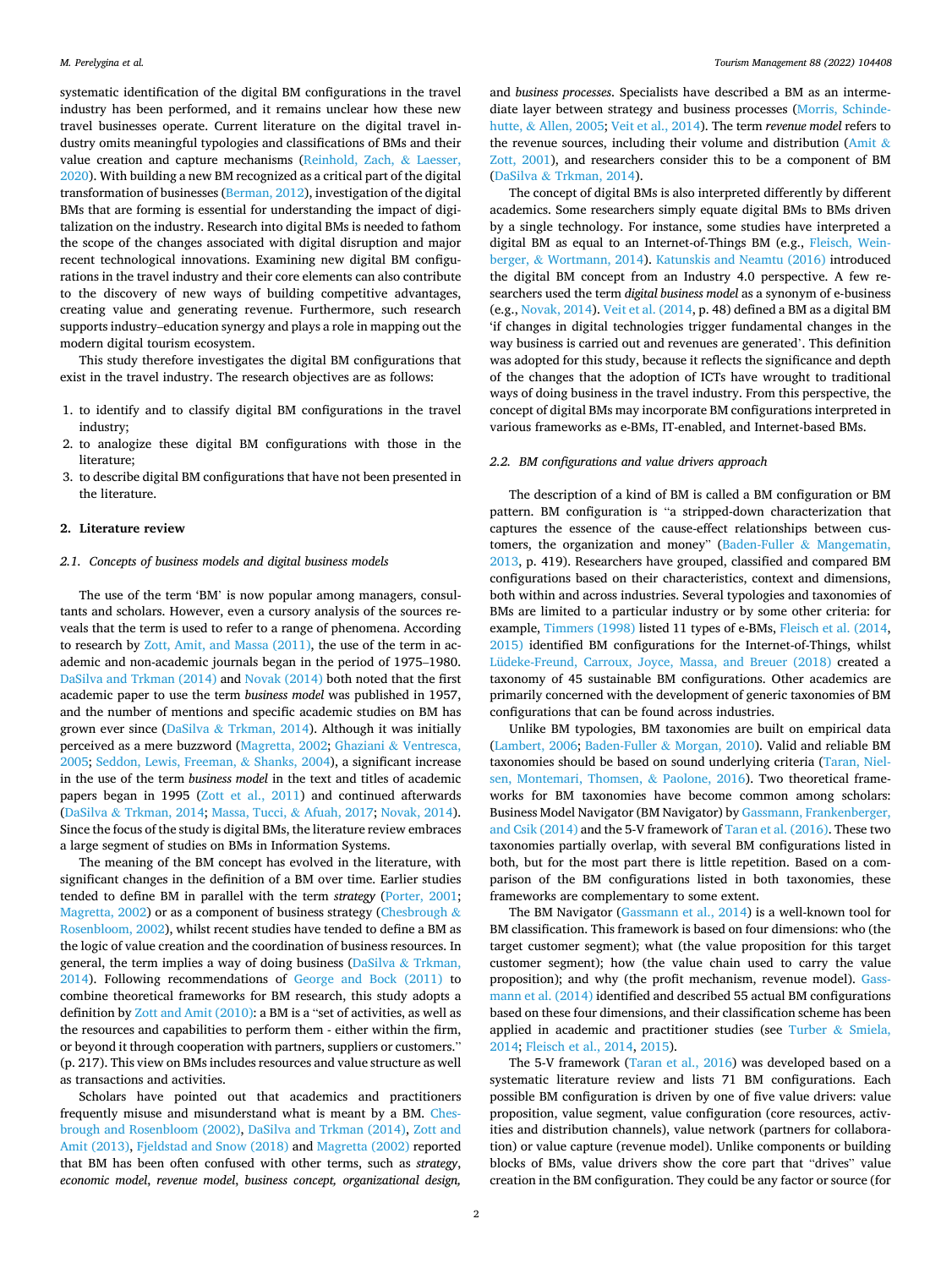systematic identification of the digital BM configurations in the travel industry has been performed, and it remains unclear how these new travel businesses operate. Current literature on the digital travel industry omits meaningful typologies and classifications of BMs and their value creation and capture mechanisms (Reinhold, Zach, & Laesser, 2020). With building a new BM recognized as a critical part of the digital transformation of businesses (Berman, 2012), investigation of the digital BMs that are forming is essential for understanding the impact of digitalization on the industry. Research into digital BMs is needed to fathom the scope of the changes associated with digital disruption and major recent technological innovations. Examining new digital BM configurations in the travel industry and their core elements can also contribute to the discovery of new ways of building competitive advantages, creating value and generating revenue. Furthermore, such research supports industry–education synergy and plays a role in mapping out the modern digital tourism ecosystem.

This study therefore investigates the digital BM configurations that exist in the travel industry. The research objectives are as follows:

1. to identify and to classify digital BM configurations in the travel industry;
2. to analogize these digital BM configurations with those in the literature;
3. to describe digital BM configurations that have not been presented in the literature.

## 2. Literature review

### 2.1. Concepts of business models and digital business models

The use of the term 'BM' is now popular among managers, consultants and scholars. However, even a cursory analysis of the sources reveals that the term is used to refer to a range of phenomena. According to research by Zott, Amit, and Massa (2011), the use of the term in academic and non-academic journals began in the period of 1975–1980. DaSilva and Trkman (2014) and Novak (2014) both noted that the first academic paper to use the term *business model* was published in 1957, and the number of mentions and specific academic studies on BM has grown ever since (DaSilva & Trkman, 2014). Although it was initially perceived as a mere buzzword (Magretta, 2002; Ghaziani & Ventresca, 2005; Seddon, Lewis, Freeman, & Shanks, 2004), a significant increase in the use of the term *business model* in the text and titles of academic papers began in 1995 (Zott et al., 2011) and continued afterwards (DaSilva & Trkman, 2014; Massa, Tucci, & Afuah, 2017; Novak, 2014). Since the focus of the study is digital BMs, the literature review embraces a large segment of studies on BMs in Information Systems.

The meaning of the BM concept has evolved in the literature, with significant changes in the definition of a BM over time. Earlier studies tended to define BM in parallel with the term *strategy* (Porter, 2001; Magretta, 2002) or as a component of business strategy (Chesbrough & Rosenbloom, 2002), whilst recent studies have tended to define a BM as the logic of value creation and the coordination of business resources. In general, the term implies a way of doing business (DaSilva & Trkman, 2014). Following recommendations of George and Bock (2011) to combine theoretical frameworks for BM research, this study adopts a definition by Zott and Amit (2010): a BM is a "set of activities, as well as the resources and capabilities to perform them - either within the firm, or beyond it through cooperation with partners, suppliers or customers." (p. 217). This view on BMs includes resources and value structure as well as transactions and activities.

Scholars have pointed out that academics and practitioners frequently misuse and misunderstand what is meant by a BM. Chesbrough and Rosenbloom (2002), DaSilva and Trkman (2014), Zott and Amit (2013), Fjeldstad and Snow (2018) and Magretta (2002) reported that BM has been often confused with other terms, such as *strategy*, *economic model*, *revenue model*, *business concept, organizational design,* and *business processes*. Specialists have described a BM as an intermediate layer between strategy and business processes (Morris, Schindehutte, & Allen, 2005; Veit et al., 2014). The term *revenue model* refers to the revenue sources, including their volume and distribution (Amit & Zott, 2001), and researchers consider this to be a component of BM (DaSilva & Trkman, 2014).

The concept of digital BMs is also interpreted differently by different academics. Some researchers simply equate digital BMs to BMs driven by a single technology. For instance, some studies have interpreted a digital BM as equal to an Internet-of-Things BM (e.g., Fleisch, Weinberger, & Wortmann, 2014). Katunskis and Neamtu (2016) introduced the digital BM concept from an Industry 4.0 perspective. A few researchers used the term *digital business model* as a synonym of e-business (e.g., Novak, 2014). Veit et al. (2014, p. 48) defined a BM as a digital BM 'if changes in digital technologies trigger fundamental changes in the way business is carried out and revenues are generated'. This definition was adopted for this study, because it reflects the significance and depth of the changes that the adoption of ICTs have wrought to traditional ways of doing business in the travel industry. From this perspective, the concept of digital BMs may incorporate BM configurations interpreted in various frameworks as e-BMs, IT-enabled, and Internet-based BMs.

### 2.2. BM configurations and value drivers approach

The description of a kind of BM is called a BM configuration or BM pattern. BM configuration is "a stripped-down characterization that captures the essence of the cause-effect relationships between customers, the organization and money" (Baden-Fuller & Mangematin, 2013, p. 419). Researchers have grouped, classified and compared BM configurations based on their characteristics, context and dimensions, both within and across industries. Several typologies and taxonomies of BMs are limited to a particular industry or by some other criteria: for example, Timmers (1998) listed 11 types of e-BMs, Fleisch et al. (2014, 2015) identified BM configurations for the Internet-of-Things, whilst Lüdeke-Freund, Carroux, Joyce, Massa, and Breuer (2018) created a taxonomy of 45 sustainable BM configurations. Other academics are primarily concerned with the development of generic taxonomies of BM configurations that can be found across industries.

Unlike BM typologies, BM taxonomies are built on empirical data (Lambert, 2006; Baden-Fuller & Morgan, 2010). Valid and reliable BM taxonomies should be based on sound underlying criteria (Taran, Nielsen, Montemari, Thomsen, & Paolone, 2016). Two theoretical frameworks for BM taxonomies have become common among scholars: Business Model Navigator (BM Navigator) by Gassmann, Frankenberger, and Csik (2014) and the 5-V framework of Taran et al. (2016). These two taxonomies partially overlap, with several BM configurations listed in both, but for the most part there is little repetition. Based on a comparison of the BM configurations listed in both taxonomies, these frameworks are complementary to some extent.

The BM Navigator (Gassmann et al., 2014) is a well-known tool for BM classification. This framework is based on four dimensions: who (the target customer segment); what (the value proposition for this target customer segment); how (the value chain used to carry the value proposition); and why (the profit mechanism, revenue model). Gassmann et al. (2014) identified and described 55 actual BM configurations based on these four dimensions, and their classification scheme has been applied in academic and practitioner studies (see Turber & Smiela, 2014; Fleisch et al., 2014, 2015).

The 5-V framework (Taran et al., 2016) was developed based on a systematic literature review and lists 71 BM configurations. Each possible BM configuration is driven by one of five value drivers: value proposition, value segment, value configuration (core resources, activities and distribution channels), value network (partners for collaboration) or value capture (revenue model). Unlike components or building blocks of BMs, value drivers show the core part that "drives" value creation in the BM configuration. They could be any factor or source (for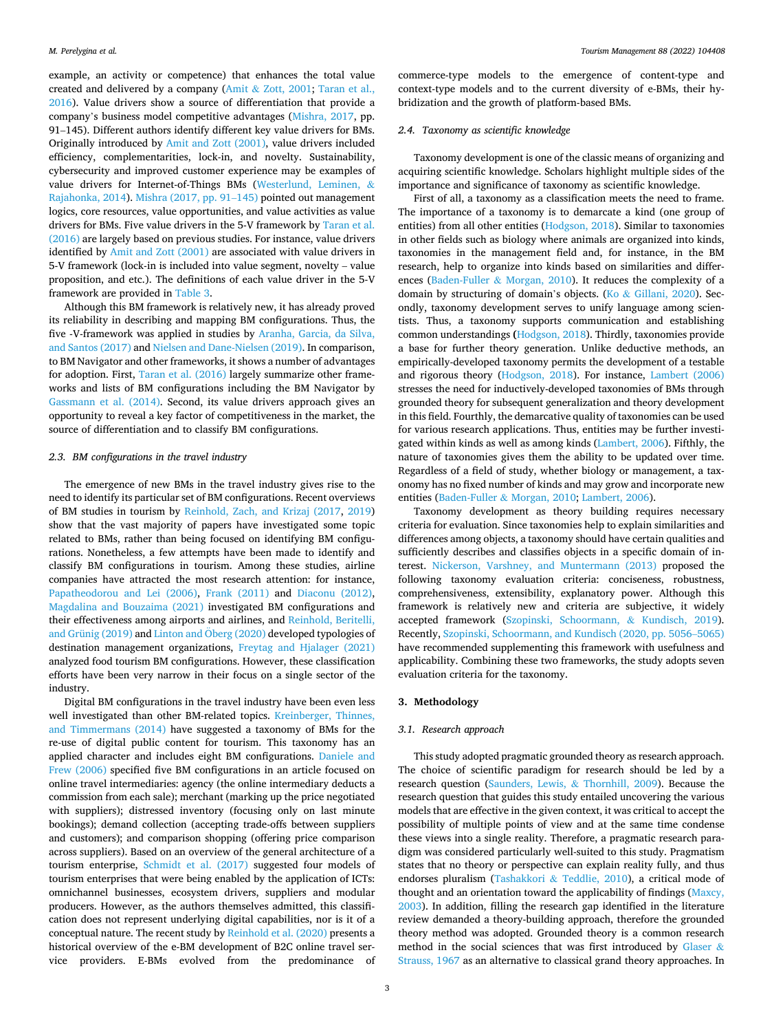example, an activity or competence) that enhances the total value created and delivered by a company (Amit & Zott, 2001; Taran et al., 2016). Value drivers show a source of differentiation that provide a company's business model competitive advantages (Mishra, 2017, pp. 91–145). Different authors identify different key value drivers for BMs. Originally introduced by Amit and Zott (2001), value drivers included efficiency, complementarities, lock-in, and novelty. Sustainability, cybersecurity and improved customer experience may be examples of value drivers for Internet-of-Things BMs (Westerlund, Leminen, & Rajahonka, 2014). Mishra (2017, pp. 91–145) pointed out management logics, core resources, value opportunities, and value activities as value drivers for BMs. Five value drivers in the 5-V framework by Taran et al. (2016) are largely based on previous studies. For instance, value drivers identified by Amit and Zott (2001) are associated with value drivers in 5-V framework (lock-in is included into value segment, novelty – value proposition, and etc.). The definitions of each value driver in the 5-V framework are provided in Table 3.

Although this BM framework is relatively new, it has already proved its reliability in describing and mapping BM configurations. Thus, the five -V-framework was applied in studies by Aranha, Garcia, da Silva, and Santos (2017) and Nielsen and Dane-Nielsen (2019). In comparison, to BM Navigator and other frameworks, it shows a number of advantages for adoption. First, Taran et al. (2016) largely summarize other frameworks and lists of BM configurations including the BM Navigator by Gassmann et al. (2014). Second, its value drivers approach gives an opportunity to reveal a key factor of competitiveness in the market, the source of differentiation and to classify BM configurations.

### 2.3. BM configurations in the travel industry

The emergence of new BMs in the travel industry gives rise to the need to identify its particular set of BM configurations. Recent overviews of BM studies in tourism by Reinhold, Zach, and Krizaj (2017, 2019) show that the vast majority of papers have investigated some topic related to BMs, rather than being focused on identifying BM configurations. Nonetheless, a few attempts have been made to identify and classify BM configurations in tourism. Among these studies, airline companies have attracted the most research attention: for instance, Papatheodorou and Lei (2006), Frank (2011) and Diaconu (2012), Magdalina and Bouzaima (2021) investigated BM configurations and their effectiveness among airports and airlines, and Reinhold, Beritelli, and Grünig (2019) and Linton and Öberg (2020) developed typologies of destination management organizations, Freytag and Hjalager (2021) analyzed food tourism BM configurations. However, these classification efforts have been very narrow in their focus on a single sector of the industry.

Digital BM configurations in the travel industry have been even less well investigated than other BM-related topics. Kreinberger, Thinnes, and Timmermans (2014) have suggested a taxonomy of BMs for the re-use of digital public content for tourism. This taxonomy has an applied character and includes eight BM configurations. Daniele and Frew (2006) specified five BM configurations in an article focused on online travel intermediaries: agency (the online intermediary deducts a commission from each sale); merchant (marking up the price negotiated with suppliers); distressed inventory (focusing only on last minute bookings); demand collection (accepting trade-offs between suppliers and customers); and comparison shopping (offering price comparison across suppliers). Based on an overview of the general architecture of a tourism enterprise, Schmidt et al. (2017) suggested four models of tourism enterprises that were being enabled by the application of ICTs: omnichannel businesses, ecosystem drivers, suppliers and modular producers. However, as the authors themselves admitted, this classification does not represent underlying digital capabilities, nor is it of a conceptual nature. The recent study by Reinhold et al. (2020) presents a historical overview of the e-BM development of B2C online travel service providers. E-BMs evolved from the predominance of commerce-type models to the emergence of content-type and context-type models and to the current diversity of e-BMs, their hybridization and the growth of platform-based BMs.

### 2.4. Taxonomy as scientific knowledge

Taxonomy development is one of the classic means of organizing and acquiring scientific knowledge. Scholars highlight multiple sides of the importance and significance of taxonomy as scientific knowledge.

First of all, a taxonomy as a classification meets the need to frame. The importance of a taxonomy is to demarcate a kind (one group of entities) from all other entities (Hodgson, 2018). Similar to taxonomies in other fields such as biology where animals are organized into kinds, taxonomies in the management field and, for instance, in the BM research, help to organize into kinds based on similarities and differences (Baden-Fuller & Morgan, 2010). It reduces the complexity of a domain by structuring of domain's objects. (Ko & Gillani, 2020). Secondly, taxonomy development serves to unify language among scientists. Thus, a taxonomy supports communication and establishing common understandings (Hodgson, 2018). Thirdly, taxonomies provide a base for further theory generation. Unlike deductive methods, an empirically-developed taxonomy permits the development of a testable and rigorous theory (Hodgson, 2018). For instance, Lambert (2006) stresses the need for inductively-developed taxonomies of BMs through grounded theory for subsequent generalization and theory development in this field. Fourthly, the demarcative quality of taxonomies can be used for various research applications. Thus, entities may be further investigated within kinds as well as among kinds (Lambert, 2006). Fifthly, the nature of taxonomies gives them the ability to be updated over time. Regardless of a field of study, whether biology or management, a taxonomy has no fixed number of kinds and may grow and incorporate new entities (Baden-Fuller & Morgan, 2010; Lambert, 2006).

Taxonomy development as theory building requires necessary criteria for evaluation. Since taxonomies help to explain similarities and differences among objects, a taxonomy should have certain qualities and sufficiently describes and classifies objects in a specific domain of interest. Nickerson, Varshney, and Muntermann (2013) proposed the following taxonomy evaluation criteria: conciseness, robustness, comprehensiveness, extensibility, explanatory power. Although this framework is relatively new and criteria are subjective, it widely accepted framework (Szopinski, Schoormann, & Kundisch, 2019). Recently, Szopinski, Schoormann, and Kundisch (2020, pp. 5056–5065) have recommended supplementing this framework with usefulness and applicability. Combining these two frameworks, the study adopts seven evaluation criteria for the taxonomy.

## 3. Methodology

### 3.1. Research approach

This study adopted pragmatic grounded theory as research approach. The choice of scientific paradigm for research should be led by a research question (Saunders, Lewis, & Thornhill, 2009). Because the research question that guides this study entailed uncovering the various models that are effective in the given context, it was critical to accept the possibility of multiple points of view and at the same time condense these views into a single reality. Therefore, a pragmatic research paradigm was considered particularly well-suited to this study. Pragmatism states that no theory or perspective can explain reality fully, and thus endorses pluralism (Tashakkori & Teddlie, 2010), a critical mode of thought and an orientation toward the applicability of findings (Maxcy, 2003). In addition, filling the research gap identified in the literature review demanded a theory-building approach, therefore the grounded theory method was adopted. Grounded theory is a common research method in the social sciences that was first introduced by Glaser & Strauss, 1967 as an alternative to classical grand theory approaches. In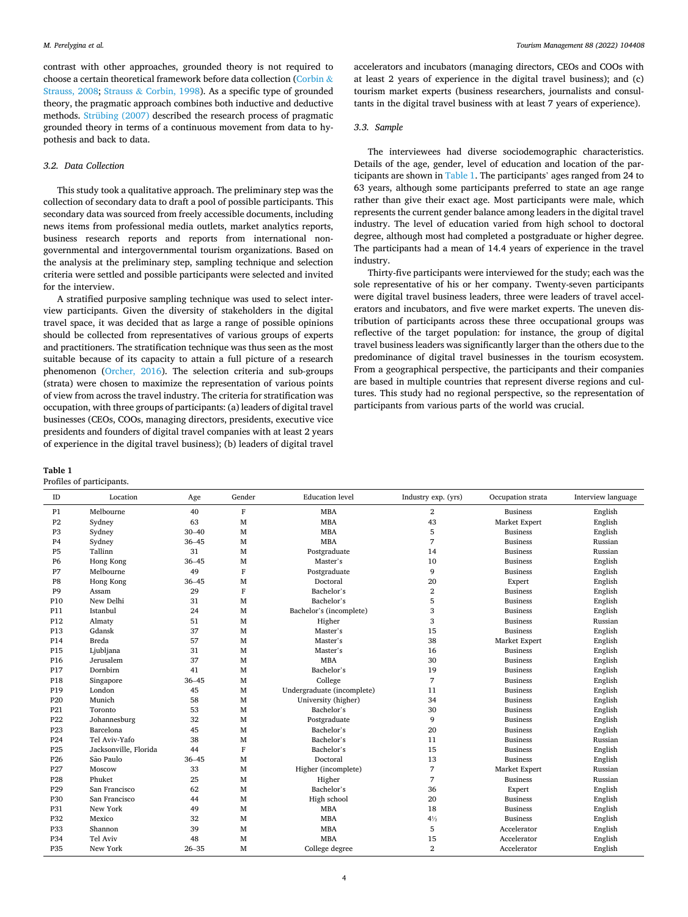contrast with other approaches, grounded theory is not required to choose a certain theoretical framework before data collection (Corbin & Strauss, 2008; Strauss & Corbin, 1998). As a specific type of grounded theory, the pragmatic approach combines both inductive and deductive methods. Strübing (2007) described the research process of pragmatic grounded theory in terms of a continuous movement from data to hypothesis and back to data.

### 3.2. Data Collection

This study took a qualitative approach. The preliminary step was the collection of secondary data to draft a pool of possible participants. This secondary data was sourced from freely accessible documents, including news items from professional media outlets, market analytics reports, business research reports and reports from international non-governmental and intergovernmental tourism organizations. Based on the analysis at the preliminary step, sampling technique and selection criteria were settled and possible participants were selected and invited for the interview.

A stratified purposive sampling technique was used to select interview participants. Given the diversity of stakeholders in the digital travel space, it was decided that as large a range of possible opinions should be collected from representatives of various groups of experts and practitioners. The stratification technique was thus seen as the most suitable because of its capacity to attain a full picture of a research phenomenon (Orcher, 2016). The selection criteria and sub-groups (strata) were chosen to maximize the representation of various points of view from across the travel industry. The criteria for stratification was occupation, with three groups of participants: (a) leaders of digital travel businesses (CEOs, COOs, managing directors, presidents, executive vice presidents and founders of digital travel companies with at least 2 years of experience in the digital travel business); (b) leaders of digital travel accelerators and incubators (managing directors, CEOs and COOs with at least 2 years of experience in the digital travel business); and (c) tourism market experts (business researchers, journalists and consultants in the digital travel business with at least 7 years of experience).

### 3.3. Sample

The interviewees had diverse sociodemographic characteristics. Details of the age, gender, level of education and location of the participants are shown in Table 1. The participants' ages ranged from 24 to 63 years, although some participants preferred to state an age range rather than give their exact age. Most participants were male, which represents the current gender balance among leaders in the digital travel industry. The level of education varied from high school to doctoral degree, although most had completed a postgraduate or higher degree. The participants had a mean of 14.4 years of experience in the travel industry.

Thirty-five participants were interviewed for the study; each was the sole representative of his or her company. Twenty-seven participants were digital travel business leaders, three were leaders of travel accelerators and incubators, and five were market experts. The uneven distribution of participants across these three occupational groups was reflective of the target population: for instance, the group of digital travel business leaders was significantly larger than the others due to the predominance of digital travel businesses in the tourism ecosystem. From a geographical perspective, the participants and their companies are based in multiple countries that represent diverse regions and cultures. This study had no regional perspective, so the representation of participants from various parts of the world was crucial.

**Table 1**
Profiles of participants.

| ID | Location | Age | Gender | Education level | Industry exp. (yrs) | Occupation strata | Interview language |
|---|---|---|---|---|---|---|---|
| P1 | Melbourne | 40 | F | MBA | 2 | Business | English |
| P2 | Sydney | 63 | M | MBA | 43 | Market Expert | English |
| P3 | Sydney | 30–40 | M | MBA | 5 | Business | English |
| P4 | Sydney | 36–45 | M | MBA | 7 | Business | Russian |
| P5 | Tallinn | 31 | M | Postgraduate | 14 | Business | Russian |
| P6 | Hong Kong | 36–45 | M | Master's | 10 | Business | English |
| P7 | Melbourne | 49 | F | Postgraduate | 9 | Business | English |
| P8 | Hong Kong | 36–45 | M | Doctoral | 20 | Expert | English |
| P9 | Assam | 29 | F | Bachelor's | 2 | Business | English |
| P10 | New Delhi | 31 | M | Bachelor's | 5 | Business | English |
| P11 | Istanbul | 24 | M | Bachelor's (incomplete) | 3 | Business | English |
| P12 | Almaty | 51 | M | Higher | 3 | Business | Russian |
| P13 | Gdansk | 37 | M | Master's | 15 | Business | English |
| P14 | Breda | 57 | M | Master's | 38 | Market Expert | English |
| P15 | Ljubljana | 31 | M | Master's | 16 | Business | English |
| P16 | Jerusalem | 37 | M | MBA | 30 | Business | English |
| P17 | Dornbirn | 41 | M | Bachelor's | 19 | Business | English |
| P18 | Singapore | 36–45 | M | College | 7 | Business | English |
| P19 | London | 45 | M | Undergraduate (incomplete) | 11 | Business | English |
| P20 | Munich | 58 | M | University (higher) | 34 | Business | English |
| P21 | Toronto | 53 | M | Bachelor's | 30 | Business | English |
| P22 | Johannesburg | 32 | M | Postgraduate | 9 | Business | English |
| P23 | Barcelona | 45 | M | Bachelor's | 20 | Business | English |
| P24 | Tel Aviv-Yafo | 38 | M | Bachelor's | 11 | Business | Russian |
| P25 | Jacksonville, Florida | 44 | F | Bachelor's | 15 | Business | English |
| P26 | São Paulo | 36–45 | M | Doctoral | 13 | Business | English |
| P27 | Moscow | 33 | M | Higher (incomplete) | 7 | Market Expert | Russian |
| P28 | Phuket | 25 | M | Higher | 7 | Business | Russian |
| P29 | San Francisco | 62 | M | Bachelor's | 36 | Expert | English |
| P30 | San Francisco | 44 | M | High school | 20 | Business | English |
| P31 | New York | 49 | M | MBA | 18 | Business | English |
| P32 | Mexico | 32 | M | MBA | 4½ | Business | English |
| P33 | Shannon | 39 | M | MBA | 5 | Accelerator | English |
| P34 | Tel Aviv | 48 | M | MBA | 15 | Accelerator | English |
| P35 | New York | 26–35 | M | College degree | 2 | Accelerator | English |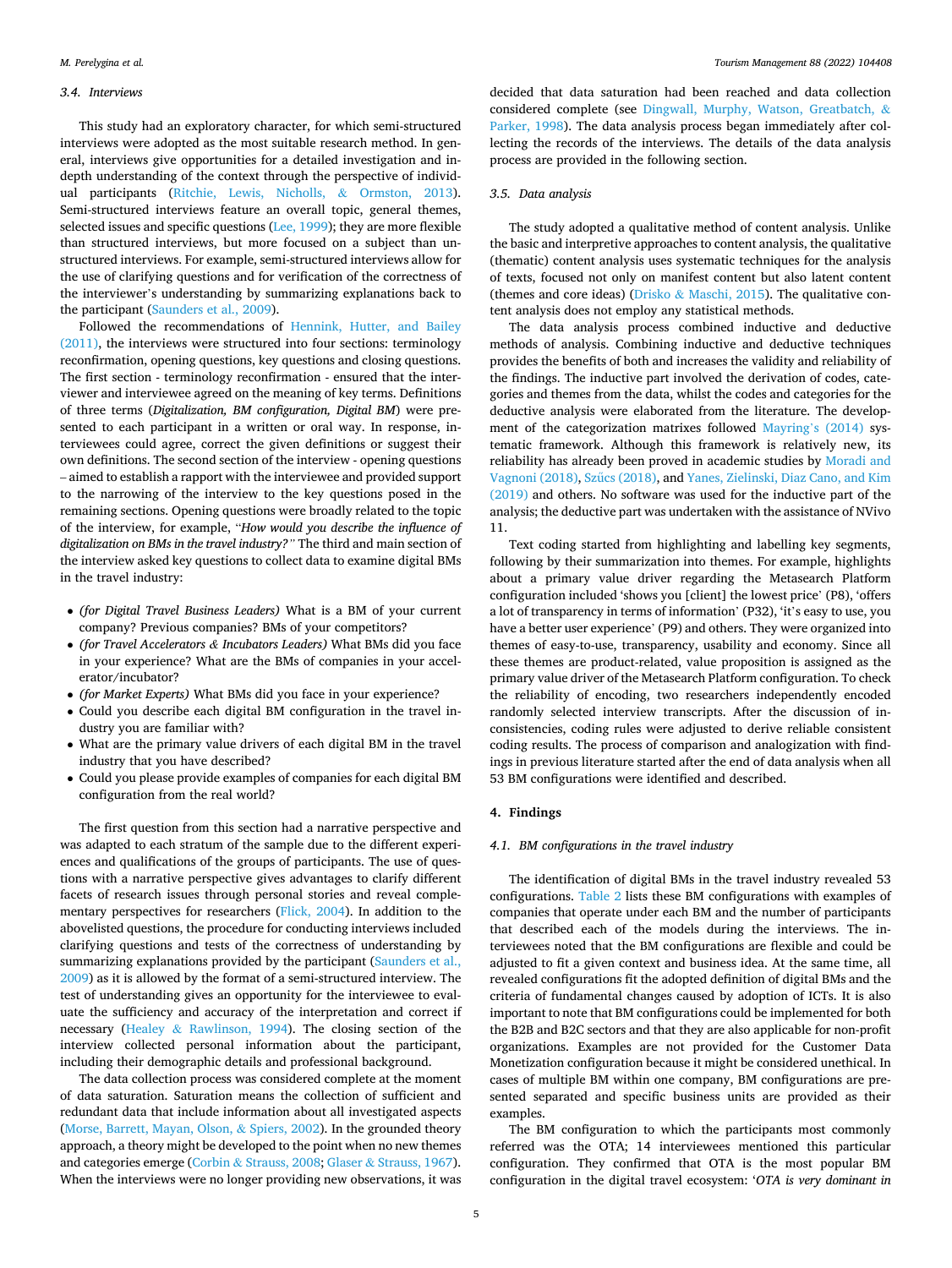### 3.4. Interviews

This study had an exploratory character, for which semi-structured interviews were adopted as the most suitable research method. In general, interviews give opportunities for a detailed investigation and in-depth understanding of the context through the perspective of individual participants (Ritchie, Lewis, Nicholls, & Ormston, 2013). Semi-structured interviews feature an overall topic, general themes, selected issues and specific questions (Lee, 1999); they are more flexible than structured interviews, but more focused on a subject than unstructured interviews. For example, semi-structured interviews allow for the use of clarifying questions and for verification of the correctness of the interviewer's understanding by summarizing explanations back to the participant (Saunders et al., 2009).

Followed the recommendations of Hennink, Hutter, and Bailey (2011), the interviews were structured into four sections: terminology reconfirmation, opening questions, key questions and closing questions. The first section - terminology reconfirmation - ensured that the interviewer and interviewee agreed on the meaning of key terms. Definitions of three terms (*Digitalization, BM configuration, Digital BM*) were presented to each participant in a written or oral way. In response, interviewees could agree, correct the given definitions or suggest their own definitions. The second section of the interview - opening questions – aimed to establish a rapport with the interviewee and provided support to the narrowing of the interview to the key questions posed in the remaining sections. Opening questions were broadly related to the topic of the interview, for example, "*How would you describe the influence of digitalization on BMs in the travel industry?*" The third and main section of the interview asked key questions to collect data to examine digital BMs in the travel industry:

- *(for Digital Travel Business Leaders)* What is a BM of your current company? Previous companies? BMs of your competitors?
- *(for Travel Accelerators & Incubators Leaders)* What BMs did you face in your experience? What are the BMs of companies in your accelerator/incubator?
- *(for Market Experts)* What BMs did you face in your experience?
- Could you describe each digital BM configuration in the travel industry you are familiar with?
- What are the primary value drivers of each digital BM in the travel industry that you have described?
- Could you please provide examples of companies for each digital BM configuration from the real world?

The first question from this section had a narrative perspective and was adapted to each stratum of the sample due to the different experiences and qualifications of the groups of participants. The use of questions with a narrative perspective gives advantages to clarify different facets of research issues through personal stories and reveal complementary perspectives for researchers (Flick, 2004). In addition to the abovelisted questions, the procedure for conducting interviews included clarifying questions and tests of the correctness of understanding by summarizing explanations provided by the participant (Saunders et al., 2009) as it is allowed by the format of a semi-structured interview. The test of understanding gives an opportunity for the interviewee to evaluate the sufficiency and accuracy of the interpretation and correct if necessary (Healey & Rawlinson, 1994). The closing section of the interview collected personal information about the participant, including their demographic details and professional background.

The data collection process was considered complete at the moment of data saturation. Saturation means the collection of sufficient and redundant data that include information about all investigated aspects (Morse, Barrett, Mayan, Olson, & Spiers, 2002). In the grounded theory approach, a theory might be developed to the point when no new themes and categories emerge (Corbin & Strauss, 2008; Glaser & Strauss, 1967). When the interviews were no longer providing new observations, it was decided that data saturation had been reached and data collection considered complete (see Dingwall, Murphy, Watson, Greatbatch, & Parker, 1998). The data analysis process began immediately after collecting the records of the interviews. The details of the data analysis process are provided in the following section.

### 3.5. Data analysis

The study adopted a qualitative method of content analysis. Unlike the basic and interpretive approaches to content analysis, the qualitative (thematic) content analysis uses systematic techniques for the analysis of texts, focused not only on manifest content but also latent content (themes and core ideas) (Drisko & Maschi, 2015). The qualitative content analysis does not employ any statistical methods.

The data analysis process combined inductive and deductive methods of analysis. Combining inductive and deductive techniques provides the benefits of both and increases the validity and reliability of the findings. The inductive part involved the derivation of codes, categories and themes from the data, whilst the codes and categories for the deductive analysis were elaborated from the literature. The development of the categorization matrixes followed Mayring's (2014) systematic framework. Although this framework is relatively new, its reliability has already been proved in academic studies by Moradi and Vagnoni (2018), Szücs (2018), and Yanes, Zielinski, Diaz Cano, and Kim (2019) and others. No software was used for the inductive part of the analysis; the deductive part was undertaken with the assistance of NVivo 11.

Text coding started from highlighting and labelling key segments, following by their summarization into themes. For example, highlights about a primary value driver regarding the Metasearch Platform configuration included 'shows you [client] the lowest price' (P8), 'offers a lot of transparency in terms of information' (P32), 'it's easy to use, you have a better user experience' (P9) and others. They were organized into themes of easy-to-use, transparency, usability and economy. Since all these themes are product-related, value proposition is assigned as the primary value driver of the Metasearch Platform configuration. To check the reliability of encoding, two researchers independently encoded randomly selected interview transcripts. After the discussion of inconsistencies, coding rules were adjusted to derive reliable consistent coding results. The process of comparison and analogization with findings in previous literature started after the end of data analysis when all 53 BM configurations were identified and described.

## 4. Findings

### 4.1. BM configurations in the travel industry

The identification of digital BMs in the travel industry revealed 53 configurations. Table 2 lists these BM configurations with examples of companies that operate under each BM and the number of participants that described each of the models during the interviews. The interviewees noted that the BM configurations are flexible and could be adjusted to fit a given context and business idea. At the same time, all revealed configurations fit the adopted definition of digital BMs and the criteria of fundamental changes caused by adoption of ICTs. It is also important to note that BM configurations could be implemented for both the B2B and B2C sectors and that they are also applicable for non-profit organizations. Examples are not provided for the Customer Data Monetization configuration because it might be considered unethical. In cases of multiple BM within one company, BM configurations are presented separated and specific business units are provided as their examples.

The BM configuration to which the participants most commonly referred was the OTA; 14 interviewees mentioned this particular configuration. They confirmed that OTA is the most popular BM configuration in the digital travel ecosystem: '*OTA is very dominant in*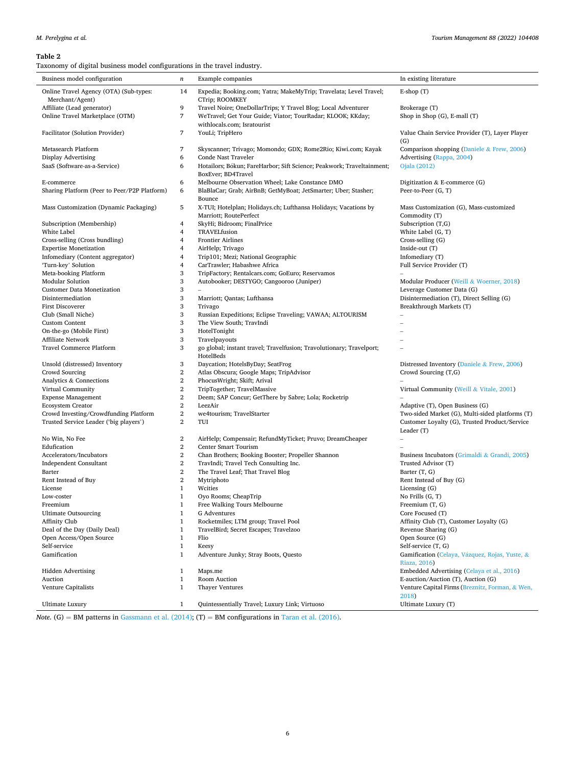**Table 2**
Taxonomy of digital business model configurations in the travel industry.

| Business model configuration | *n* | Example companies | In existing literature |
|---|---|---|---|
| Online Travel Agency (OTA) (Sub-types: Merchant/Agent) | 14 | Expedia; Booking.com; Yatra; MakeMyTrip; Travelata; Level Travel; CTrip; ROOMKEY | E-shop (T) |
| Affiliate (Lead generator) | 9 | Travel Noire; OneDollarTrips; Y Travel Blog; Local Adventurer | Brokerage (T) |
| Online Travel Marketplace (OTM) | 7 | WeTravel; Get Your Guide; Viator; TourRadar; KLOOK; KKday; withlocals.com; Isratourist | Shop in Shop (G), E-mall (T) |
| Facilitator (Solution Provider) | 7 | YouLi; TripHero | Value Chain Service Provider (T), Layer Player (G) |
| Metasearch Platform | 7 | Skyscanner; Trivago; Momondo; GDX; Rome2Rio; Kiwi.com; Kayak | Comparison shopping (Daniele & Frew, 2006) |
| Display Advertising | 6 | Conde Nast Traveler | Advertising (Rappa, 2004) |
| SaaS (Software-as-a-Service) | 6 | Hotailors; Bókun; FareHarbor; Sift Science; Peakwork; Traveltainment; BoxEver; BD4Travel | Ojala (2012) |
| E-commerce | 6 | Melbourne Observation Wheel; Lake Constance DMO | Digitization & E-commerce (G) |
| Sharing Platform (Peer to Peer/P2P Platform) | 6 | BlaBlaCar; Grab; AirBnB; GetMyBoat; JetSmarter; Uber; Stasher; Bounce | Peer-to-Peer (G, T) |
| Mass Customization (Dynamic Packaging) | 5 | X-TUI; Hotelplan; Holidays.ch; Lufthansa Holidays; Vacations by Marriott; RoutePerfect | Mass Customization (G), Mass-customized Commodity (T) |
| Subscription (Membership) | 4 | SkyHi; Bidroom; FinalPrice | Subscription (T,G) |
| White Label | 4 | TRAVELfusion | White Label (G, T) |
| Cross-selling (Cross bundling) | 4 | Frontier Airlines | Cross-selling (G) |
| Expertise Monetization | 4 | AirHelp; Trivago | Inside-out (T) |
| Infomediary (Content aggregator) | 4 | Trip101; Mezi; National Geographic | Infomediary (T) |
| 'Turn-key' Solution | 4 | CarTrawler; Habashwe Africa | Full Service Provider (T) |
| Meta-booking Platform | 3 | TripFactory; Rentalcars.com; GoEuro; Reservamos | – |
| Modular Solution | 3 | Autobooker; DESTYGO; Cangooroo (Juniper) | Modular Producer (Weill & Woerner, 2018) |
| Customer Data Monetization | 3 | – | Leverage Customer Data (G) |
| Disintermediation | 3 | Marriott; Qantas; Lufthansa | Disintermediation (T), Direct Selling (G) |
| First Discoverer | 3 | Trivago | Breakthrough Markets (T) |
| Club (Small Niche) | 3 | Russian Expeditions; Eclipse Traveling; VAWAA; ALTOURISM | – |
| Custom Content | 3 | The View South; TravIndi | – |
| On-the-go (Mobile First) | 3 | HotelTonight | – |
| Affiliate Network | 3 | Travelpayouts | – |
| Travel Commerce Platform | 3 | go global; instant travel; Travelfusion; Travolutionary; Travelport; HotelBeds | – |
| Unsold (distressed) Inventory | 3 | Daycation; HotelsByDay; SeatFrog | Distressed Inventory (Daniele & Frew, 2006) |
| Crowd Sourcing | 2 | Atlas Obscura; Google Maps; TripAdvisor | Crowd Sourcing (T,G) |
| Analytics & Connections | 2 | PhocusWright; Skift; Arival | – |
| Virtual Community | 2 | TripTogether; TravelMassive | Virtual Community (Weill & Vitale, 2001) |
| Expense Management | 2 | Deem; SAP Concur; GetThere by Sabre; Lola; Rocketrip | – |
| Ecosystem Creator | 2 | LeezAir | Adaptive (T), Open Business (G) |
| Crowd Investing/Crowdfunding Platform | 2 | we4tourism; TravelStarter | Two-sided Market (G), Multi-sided platforms (T) |
| Trusted Service Leader ('big players') | 2 | TUI | Customer Loyalty (G), Trusted Product/Service Leader (T) |
| No Win, No Fee | 2 | AirHelp; Compensair; RefundMyTicket; Pruvo; DreamCheaper | – |
| Edufication | 2 | Center Smart Tourism | – |
| Accelerators/Incubators | 2 | Chan Brothers; Booking Booster; Propeller Shannon | Business Incubators (Grimaldi & Grandi, 2005) |
| Independent Consultant | 2 | TravIndi; Travel Tech Consulting Inc. | Trusted Advisor (T) |
| Barter | 2 | The Travel Leaf; That Travel Blog | Barter (T, G) |
| Rent Instead of Buy | 2 | Mytriphoto | Rent Instead of Buy (G) |
| License | 1 | Wcities | Licensing (G) |
| Low-coster | 1 | Oyo Rooms; CheapTrip | No Frills (G, T) |
| Freemium | 1 | Free Walking Tours Melbourne | Freemium (T, G) |
| Ultimate Outsourcing | 1 | G Adventures | Core Focused (T) |
| Affinity Club | 1 | Rocketmiles; LTM group; Travel Pool | Affinity Club (T), Customer Loyalty (G) |
| Deal of the Day (Daily Deal) | 1 | TravelBird; Secret Escapes; Travelzoo | Revenue Sharing (G) |
| Open Access/Open Source | 1 | Flio | Open Source (G) |
| Self-service | 1 | Keesy | Self-service (T, G) |
| Gamification | 1 | Adventure Junky; Stray Boots, Questo | Gamification (Celaya, Vázquez, Rojas, Yuste, & Riaza, 2016) |
| Hidden Advertising | 1 | Maps.me | Embedded Advertising (Celaya et al., 2016) |
| Auction | 1 | Room Auction | E-auction/Auction (T), Auction (G) |
| Venture Capitalists | 1 | Thayer Ventures | Venture Capital Firms (Breznitz, Forman, & Wen, 2018) |
| Ultimate Luxury | 1 | Quintessentially Travel; Luxury Link; Virtuoso | Ultimate Luxury (T) |

*Note.* (G) = BM patterns in Gassmann et al. (2014); (T) = BM configurations in Taran et al. (2016).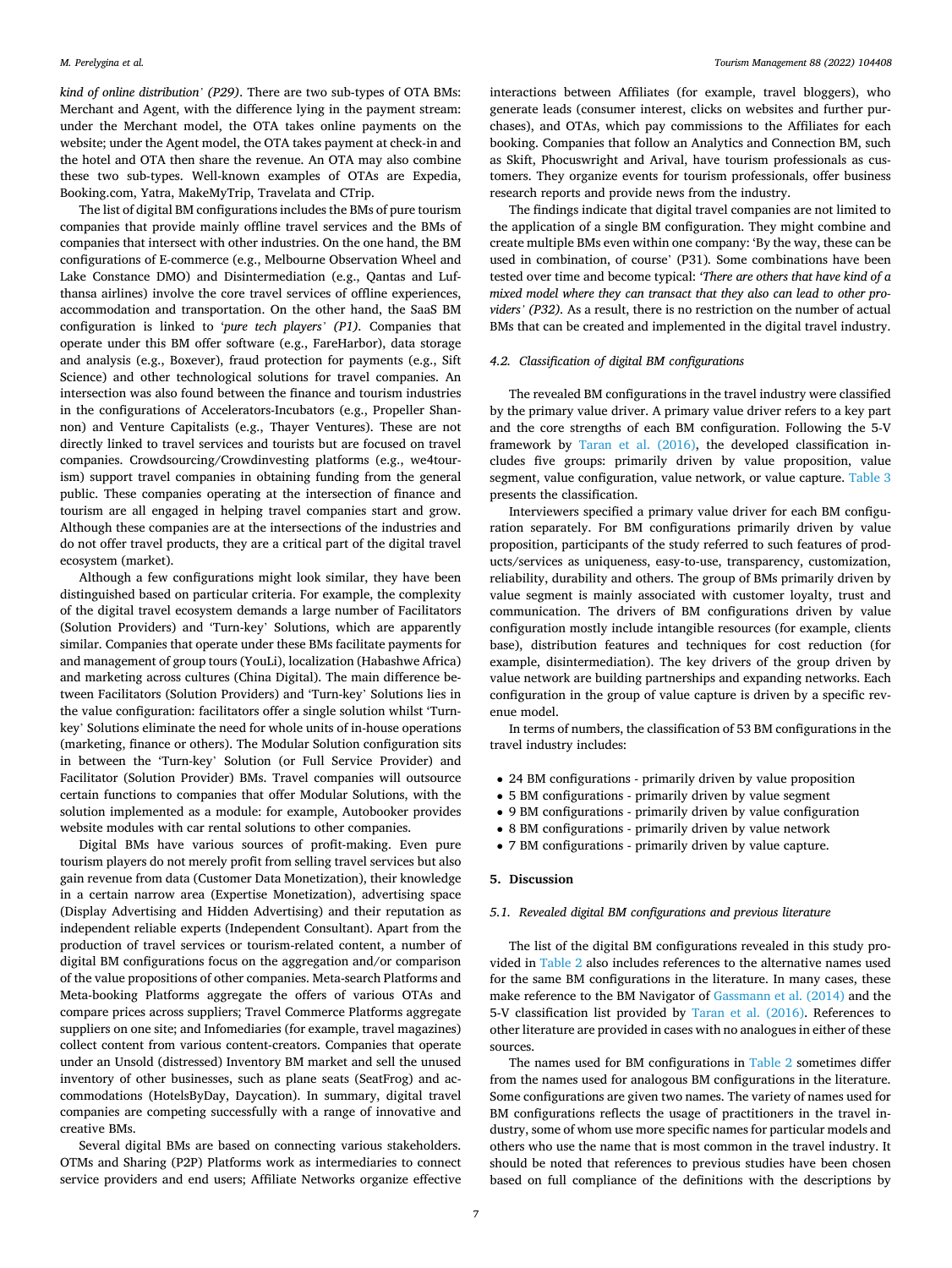*kind of online distribution' (P29)*. There are two sub-types of OTA BMs: Merchant and Agent, with the difference lying in the payment stream: under the Merchant model, the OTA takes online payments on the website; under the Agent model, the OTA takes payment at check-in and the hotel and OTA then share the revenue. An OTA may also combine these two sub-types. Well-known examples of OTAs are Expedia, Booking.com, Yatra, MakeMyTrip, Travelata and CTrip.

The list of digital BM configurations includes the BMs of pure tourism companies that provide mainly offline travel services and the BMs of companies that intersect with other industries. On the one hand, the BM configurations of E-commerce (e.g., Melbourne Observation Wheel and Lake Constance DMO) and Disintermediation (e.g., Qantas and Lufthansa airlines) involve the core travel services of offline experiences, accommodation and transportation. On the other hand, the SaaS BM configuration is linked to '*pure tech players' (P1)*. Companies that operate under this BM offer software (e.g., FareHarbor), data storage and analysis (e.g., Boxever), fraud protection for payments (e.g., Sift Science) and other technological solutions for travel companies. An intersection was also found between the finance and tourism industries in the configurations of Accelerators-Incubators (e.g., Propeller Shannon) and Venture Capitalists (e.g., Thayer Ventures). These are not directly linked to travel services and tourists but are focused on travel companies. Crowdsourcing/Crowdinvesting platforms (e.g., we4tourism) support travel companies in obtaining funding from the general public. These companies operating at the intersection of finance and tourism are all engaged in helping travel companies start and grow. Although these companies are at the intersections of the industries and do not offer travel products, they are a critical part of the digital travel ecosystem (market).

Although a few configurations might look similar, they have been distinguished based on particular criteria. For example, the complexity of the digital travel ecosystem demands a large number of Facilitators (Solution Providers) and 'Turn-key' Solutions, which are apparently similar. Companies that operate under these BMs facilitate payments for and management of group tours (YouLi), localization (Habashwe Africa) and marketing across cultures (China Digital). The main difference between Facilitators (Solution Providers) and 'Turn-key' Solutions lies in the value configuration: facilitators offer a single solution whilst 'Turn-key' Solutions eliminate the need for whole units of in-house operations (marketing, finance or others). The Modular Solution configuration sits in between the 'Turn-key' Solution (or Full Service Provider) and Facilitator (Solution Provider) BMs. Travel companies will outsource certain functions to companies that offer Modular Solutions, with the solution implemented as a module: for example, Autobooker provides website modules with car rental solutions to other companies.

Digital BMs have various sources of profit-making. Even pure tourism players do not merely profit from selling travel services but also gain revenue from data (Customer Data Monetization), their knowledge in a certain narrow area (Expertise Monetization), advertising space (Display Advertising and Hidden Advertising) and their reputation as independent reliable experts (Independent Consultant). Apart from the production of travel services or tourism-related content, a number of digital BM configurations focus on the aggregation and/or comparison of the value propositions of other companies. Meta-search Platforms and Meta-booking Platforms aggregate the offers of various OTAs and compare prices across suppliers; Travel Commerce Platforms aggregate suppliers on one site; and Infomediaries (for example, travel magazines) collect content from various content-creators. Companies that operate under an Unsold (distressed) Inventory BM market and sell the unused inventory of other businesses, such as plane seats (SeatFrog) and accommodations (HotelsByDay, Daycation). In summary, digital travel companies are competing successfully with a range of innovative and creative BMs.

Several digital BMs are based on connecting various stakeholders. OTMs and Sharing (P2P) Platforms work as intermediaries to connect service providers and end users; Affiliate Networks organize effective interactions between Affiliates (for example, travel bloggers), who generate leads (consumer interest, clicks on websites and further purchases), and OTAs, which pay commissions to the Affiliates for each booking. Companies that follow an Analytics and Connection BM, such as Skift, Phocuswright and Arival, have tourism professionals as customers. They organize events for tourism professionals, offer business research reports and provide news from the industry.

The findings indicate that digital travel companies are not limited to the application of a single BM configuration. They might combine and create multiple BMs even within one company: 'By the way, these can be used in combination, of course' (P31). Some combinations have been tested over time and become typical: *'There are others that have kind of a mixed model where they can transact that they also can lead to other providers' (P32)*. As a result, there is no restriction on the number of actual BMs that can be created and implemented in the digital travel industry.

### 4.2. Classification of digital BM configurations

The revealed BM configurations in the travel industry were classified by the primary value driver. A primary value driver refers to a key part and the core strengths of each BM configuration. Following the 5-V framework by Taran et al. (2016), the developed classification includes five groups: primarily driven by value proposition, value segment, value configuration, value network, or value capture. Table 3 presents the classification.

Interviewers specified a primary value driver for each BM configuration separately. For BM configurations primarily driven by value proposition, participants of the study referred to such features of products/services as uniqueness, easy-to-use, transparency, customization, reliability, durability and others. The group of BMs primarily driven by value segment is mainly associated with customer loyalty, trust and communication. The drivers of BM configurations driven by value configuration mostly include intangible resources (for example, clients base), distribution features and techniques for cost reduction (for example, disintermediation). The key drivers of the group driven by value network are building partnerships and expanding networks. Each configuration in the group of value capture is driven by a specific revenue model.

In terms of numbers, the classification of 53 BM configurations in the travel industry includes:

- 24 BM configurations - primarily driven by value proposition
- 5 BM configurations - primarily driven by value segment
- 9 BM configurations - primarily driven by value configuration
- 8 BM configurations - primarily driven by value network
- 7 BM configurations - primarily driven by value capture.

## 5. Discussion

### 5.1. Revealed digital BM configurations and previous literature

The list of the digital BM configurations revealed in this study provided in Table 2 also includes references to the alternative names used for the same BM configurations in the literature. In many cases, these make reference to the BM Navigator of Gassmann et al. (2014) and the 5-V classification list provided by Taran et al. (2016). References to other literature are provided in cases with no analogues in either of these sources.

The names used for BM configurations in Table 2 sometimes differ from the names used for analogous BM configurations in the literature. Some configurations are given two names. The variety of names used for BM configurations reflects the usage of practitioners in the travel industry, some of whom use more specific names for particular models and others who use the name that is most common in the travel industry. It should be noted that references to previous studies have been chosen based on full compliance of the definitions with the descriptions by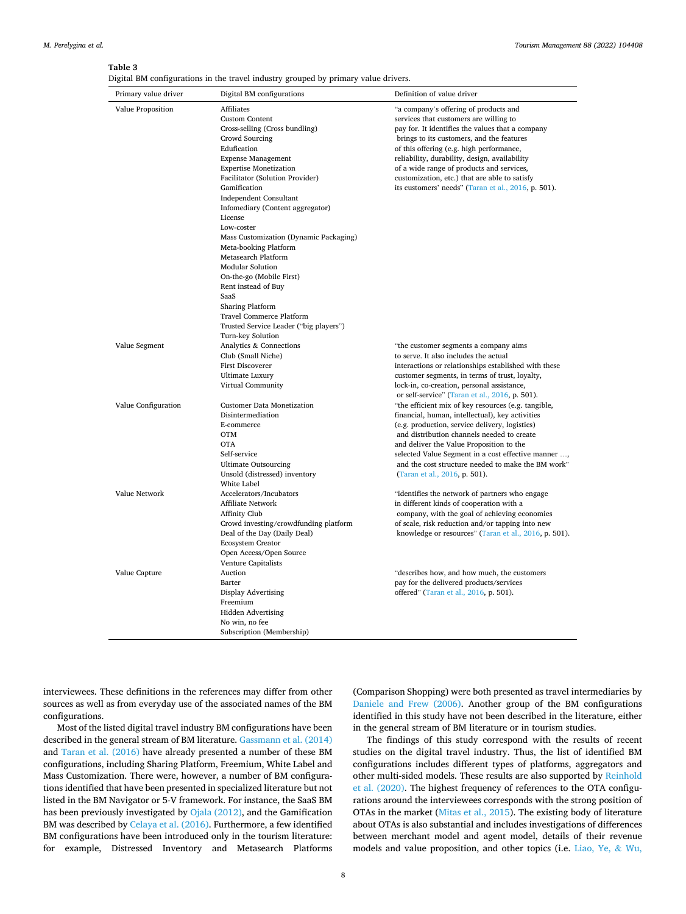**Table 3**
Digital BM configurations in the travel industry grouped by primary value drivers.

| Primary value driver | Digital BM configurations | Definition of value driver |
|---|---|---|
| Value Proposition | Affiliates<br>Custom Content<br>Cross-selling (Cross bundling)<br>Crowd Sourcing<br>Edufication<br>Expense Management<br>Expertise Monetization<br>Facilitator (Solution Provider)<br>Gamification<br>Independent Consultant<br>Infomediary (Content aggregator)<br>License<br>Low-coster<br>Mass Customization (Dynamic Packaging)<br>Meta-booking Platform<br>Metasearch Platform<br>Modular Solution<br>On-the-go (Mobile First)<br>Rent instead of Buy<br>SaaS<br>Sharing Platform<br>Travel Commerce Platform<br>Trusted Service Leader ("big players")<br>Turn-key Solution | "a company's offering of products and services that customers are willing to pay for. It identifies the values that a company brings to its customers, and the features of this offering (e.g. high performance, reliability, durability, design, availability of a wide range of products and services, customization, etc.) that are able to satisfy its customers' needs" (Taran et al., 2016, p. 501). |
| Value Segment | Analytics & Connections<br>Club (Small Niche)<br>First Discoverer<br>Ultimate Luxury<br>Virtual Community | "the customer segments a company aims to serve. It also includes the actual interactions or relationships established with these customer segments, in terms of trust, loyalty, lock-in, co-creation, personal assistance, or self-service" (Taran et al., 2016, p. 501). |
| Value Configuration | Customer Data Monetization<br>Disintermediation<br>E-commerce<br>OTM<br>OTA<br>Self-service<br>Ultimate Outsourcing<br>Unsold (distressed) inventory<br>White Label | "the efficient mix of key resources (e.g. tangible, financial, human, intellectual), key activities (e.g. production, service delivery, logistics) and distribution channels needed to create and deliver the Value Proposition to the selected Value Segment in a cost effective manner …, and the cost structure needed to make the BM work" (Taran et al., 2016, p. 501). |
| Value Network | Accelerators/Incubators<br>Affiliate Network<br>Affinity Club<br>Crowd investing/crowdfunding platform<br>Deal of the Day (Daily Deal)<br>Ecosystem Creator<br>Open Access/Open Source<br>Venture Capitalists | "identifies the network of partners who engage in different kinds of cooperation with a company, with the goal of achieving economies of scale, risk reduction and/or tapping into new knowledge or resources" (Taran et al., 2016, p. 501). |
| Value Capture | Auction<br>Barter<br>Display Advertising<br>Freemium<br>Hidden Advertising<br>No win, no fee<br>Subscription (Membership) | "describes how, and how much, the customers pay for the delivered products/services offered" (Taran et al., 2016, p. 501). |

interviewees. These definitions in the references may differ from other sources as well as from everyday use of the associated names of the BM configurations.

Most of the listed digital travel industry BM configurations have been described in the general stream of BM literature. Gassmann et al. (2014) and Taran et al. (2016) have already presented a number of these BM configurations, including Sharing Platform, Freemium, White Label and Mass Customization. There were, however, a number of BM configurations identified that have been presented in specialized literature but not listed in the BM Navigator or 5-V framework. For instance, the SaaS BM has been previously investigated by Ojala (2012), and the Gamification BM was described by Celaya et al. (2016). Furthermore, a few identified BM configurations have been introduced only in the tourism literature: for example, Distressed Inventory and Metasearch Platforms (Comparison Shopping) were both presented as travel intermediaries by Daniele and Frew (2006). Another group of the BM configurations identified in this study have not been described in the literature, either in the general stream of BM literature or in tourism studies.

The findings of this study correspond with the results of recent studies on the digital travel industry. Thus, the list of identified BM configurations includes different types of platforms, aggregators and other multi-sided models. These results are also supported by Reinhold et al. (2020). The highest frequency of references to the OTA configurations around the interviewees corresponds with the strong position of OTAs in the market (Mitas et al., 2015). The existing body of literature about OTAs is also substantial and includes investigations of differences between merchant model and agent model, details of their revenue models and value proposition, and other topics (i.e. Liao, Ye, & Wu,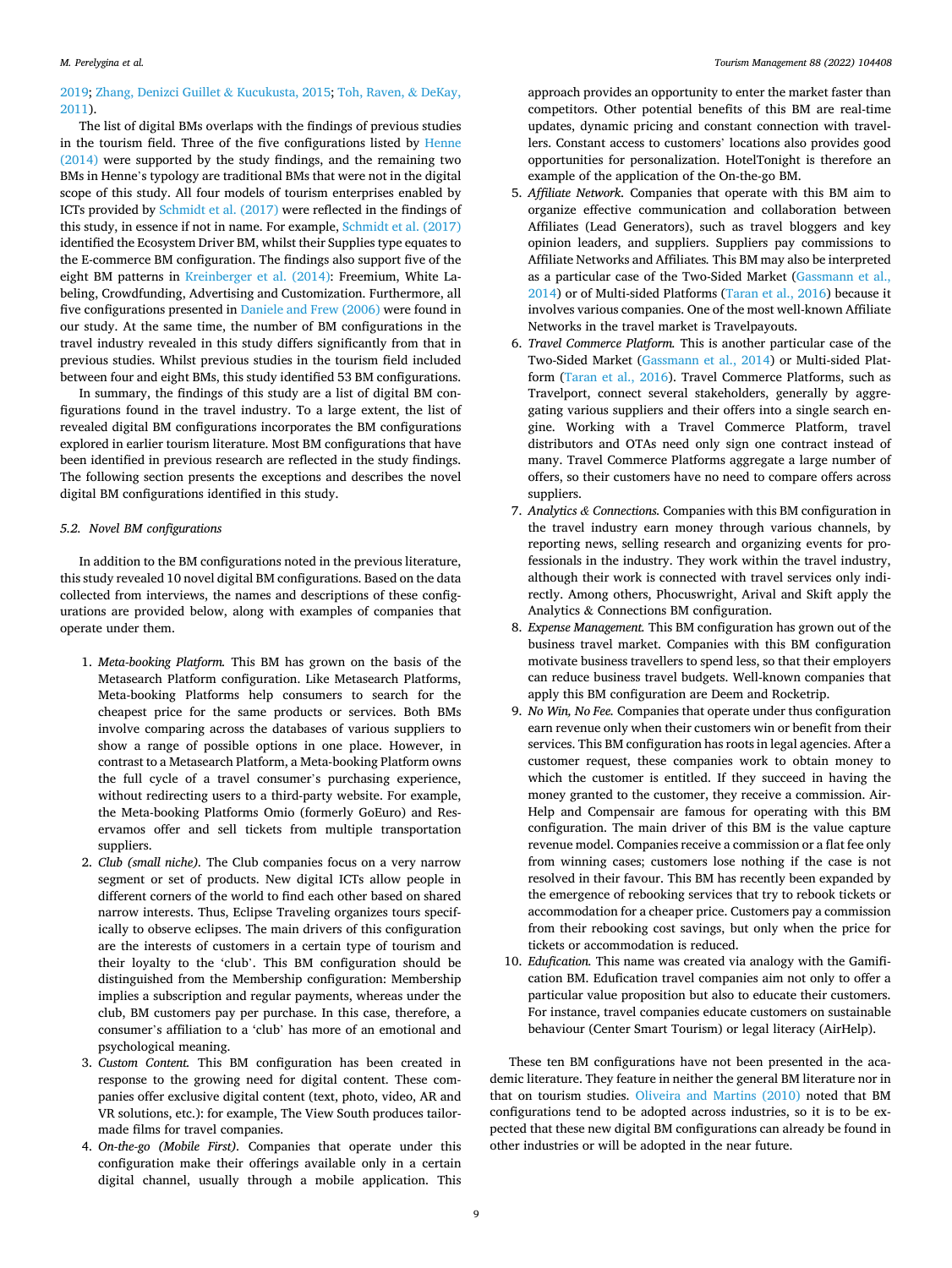2019; Zhang, Denizci Guillet & Kucukusta, 2015; Toh, Raven, & DeKay, 2011).

The list of digital BMs overlaps with the findings of previous studies in the tourism field. Three of the five configurations listed by Henne (2014) were supported by the study findings, and the remaining two BMs in Henne's typology are traditional BMs that were not in the digital scope of this study. All four models of tourism enterprises enabled by ICTs provided by Schmidt et al. (2017) were reflected in the findings of this study, in essence if not in name. For example, Schmidt et al. (2017) identified the Ecosystem Driver BM, whilst their Supplies type equates to the E-commerce BM configuration. The findings also support five of the eight BM patterns in Kreinberger et al. (2014): Freemium, White Labeling, Crowdfunding, Advertising and Customization. Furthermore, all five configurations presented in Daniele and Frew (2006) were found in our study. At the same time, the number of BM configurations in the travel industry revealed in this study differs significantly from that in previous studies. Whilst previous studies in the tourism field included between four and eight BMs, this study identified 53 BM configurations.

In summary, the findings of this study are a list of digital BM configurations found in the travel industry. To a large extent, the list of revealed digital BM configurations incorporates the BM configurations explored in earlier tourism literature. Most BM configurations that have been identified in previous research are reflected in the study findings. The following section presents the exceptions and describes the novel digital BM configurations identified in this study.

### 5.2. Novel BM configurations

In addition to the BM configurations noted in the previous literature, this study revealed 10 novel digital BM configurations. Based on the data collected from interviews, the names and descriptions of these configurations are provided below, along with examples of companies that operate under them.

1. *Meta-booking Platform.* This BM has grown on the basis of the Metasearch Platform configuration. Like Metasearch Platforms, Meta-booking Platforms help consumers to search for the cheapest price for the same products or services. Both BMs involve comparing across the databases of various suppliers to show a range of possible options in one place. However, in contrast to a Metasearch Platform, a Meta-booking Platform owns the full cycle of a travel consumer's purchasing experience, without redirecting users to a third-party website. For example, the Meta-booking Platforms Omio (formerly GoEuro) and Reservamos offer and sell tickets from multiple transportation suppliers.
2. *Club (small niche).* The Club companies focus on a very narrow segment or set of products. New digital ICTs allow people in different corners of the world to find each other based on shared narrow interests. Thus, Eclipse Traveling organizes tours specifically to observe eclipses. The main drivers of this configuration are the interests of customers in a certain type of tourism and their loyalty to the 'club'. This BM configuration should be distinguished from the Membership configuration: Membership implies a subscription and regular payments, whereas under the club, BM customers pay per purchase. In this case, therefore, a consumer's affiliation to a 'club' has more of an emotional and psychological meaning.
3. *Custom Content.* This BM configuration has been created in response to the growing need for digital content. These companies offer exclusive digital content (text, photo, video, AR and VR solutions, etc.): for example, The View South produces tailor-made films for travel companies.
4. *On-the-go (Mobile First).* Companies that operate under this configuration make their offerings available only in a certain digital channel, usually through a mobile application. This approach provides an opportunity to enter the market faster than competitors. Other potential benefits of this BM are real-time updates, dynamic pricing and constant connection with travellers. Constant access to customers' locations also provides good opportunities for personalization. HotelTonight is therefore an example of the application of the On-the-go BM.
5. *Affiliate Network.* Companies that operate with this BM aim to organize effective communication and collaboration between Affiliates (Lead Generators), such as travel bloggers and key opinion leaders, and suppliers. Suppliers pay commissions to Affiliate Networks and Affiliates. This BM may also be interpreted as a particular case of the Two-Sided Market (Gassmann et al., 2014) or of Multi-sided Platforms (Taran et al., 2016) because it involves various companies. One of the most well-known Affiliate Networks in the travel market is Travelpayouts.
6. *Travel Commerce Platform.* This is another particular case of the Two-Sided Market (Gassmann et al., 2014) or Multi-sided Platform (Taran et al., 2016). Travel Commerce Platforms, such as Travelport, connect several stakeholders, generally by aggregating various suppliers and their offers into a single search engine. Working with a Travel Commerce Platform, travel distributors and OTAs need only sign one contract instead of many. Travel Commerce Platforms aggregate a large number of offers, so their customers have no need to compare offers across suppliers.
7. *Analytics & Connections.* Companies with this BM configuration in the travel industry earn money through various channels, by reporting news, selling research and organizing events for professionals in the industry. They work within the travel industry, although their work is connected with travel services only indirectly. Among others, Phocuswright, Arival and Skift apply the Analytics & Connections BM configuration.
8. *Expense Management.* This BM configuration has grown out of the business travel market. Companies with this BM configuration motivate business travellers to spend less, so that their employers can reduce business travel budgets. Well-known companies that apply this BM configuration are Deem and Rocketrip.
9. *No Win, No Fee.* Companies that operate under thus configuration earn revenue only when their customers win or benefit from their services. This BM configuration has roots in legal agencies. After a customer request, these companies work to obtain money to which the customer is entitled. If they succeed in having the money granted to the customer, they receive a commission. AirHelp and Compensair are famous for operating with this BM configuration. The main driver of this BM is the value capture revenue model. Companies receive a commission or a flat fee only from winning cases; customers lose nothing if the case is not resolved in their favour. This BM has recently been expanded by the emergence of rebooking services that try to rebook tickets or accommodation for a cheaper price. Customers pay a commission from their rebooking cost savings, but only when the price for tickets or accommodation is reduced.
10. *Edufication.* This name was created via analogy with the Gamification BM. Edufication travel companies aim not only to offer a particular value proposition but also to educate their customers. For instance, travel companies educate customers on sustainable behaviour (Center Smart Tourism) or legal literacy (AirHelp).

These ten BM configurations have not been presented in the academic literature. They feature in neither the general BM literature nor in that on tourism studies. Oliveira and Martins (2010) noted that BM configurations tend to be adopted across industries, so it is to be expected that these new digital BM configurations can already be found in other industries or will be adopted in the near future.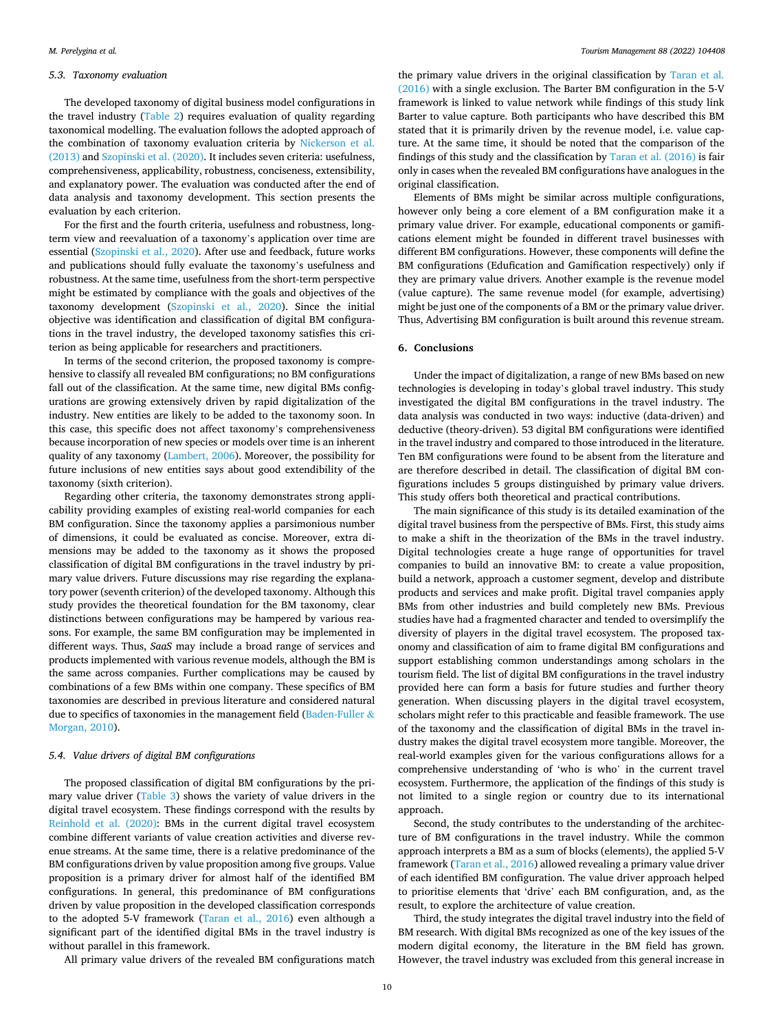### 5.3. Taxonomy evaluation

The developed taxonomy of digital business model configurations in the travel industry (Table 2) requires evaluation of quality regarding taxonomical modelling. The evaluation follows the adopted approach of the combination of taxonomy evaluation criteria by Nickerson et al. (2013) and Szopinski et al. (2020). It includes seven criteria: usefulness, comprehensiveness, applicability, robustness, conciseness, extensibility, and explanatory power. The evaluation was conducted after the end of data analysis and taxonomy development. This section presents the evaluation by each criterion.

For the first and the fourth criteria, usefulness and robustness, long-term view and reevaluation of a taxonomy's application over time are essential (Szopinski et al., 2020). After use and feedback, future works and publications should fully evaluate the taxonomy's usefulness and robustness. At the same time, usefulness from the short-term perspective might be estimated by compliance with the goals and objectives of the taxonomy development (Szopinski et al., 2020). Since the initial objective was identification and classification of digital BM configurations in the travel industry, the developed taxonomy satisfies this criterion as being applicable for researchers and practitioners.

In terms of the second criterion, the proposed taxonomy is comprehensive to classify all revealed BM configurations; no BM configurations fall out of the classification. At the same time, new digital BMs configurations are growing extensively driven by rapid digitalization of the industry. New entities are likely to be added to the taxonomy soon. In this case, this specific does not affect taxonomy's comprehensiveness because incorporation of new species or models over time is an inherent quality of any taxonomy (Lambert, 2006). Moreover, the possibility for future inclusions of new entities says about good extendibility of the taxonomy (sixth criterion).

Regarding other criteria, the taxonomy demonstrates strong applicability providing examples of existing real-world companies for each BM configuration. Since the taxonomy applies a parsimonious number of dimensions, it could be evaluated as concise. Moreover, extra dimensions may be added to the taxonomy as it shows the proposed classification of digital BM configurations in the travel industry by primary value drivers. Future discussions may rise regarding the explanatory power (seventh criterion) of the developed taxonomy. Although this study provides the theoretical foundation for the BM taxonomy, clear distinctions between configurations may be hampered by various reasons. For example, the same BM configuration may be implemented in different ways. Thus, *SaaS* may include a broad range of services and products implemented with various revenue models, although the BM is the same across companies. Further complications may be caused by combinations of a few BMs within one company. These specifics of BM taxonomies are described in previous literature and considered natural due to specifics of taxonomies in the management field (Baden-Fuller & Morgan, 2010).

### 5.4. Value drivers of digital BM configurations

The proposed classification of digital BM configurations by the primary value driver (Table 3) shows the variety of value drivers in the digital travel ecosystem. These findings correspond with the results by Reinhold et al. (2020): BMs in the current digital travel ecosystem combine different variants of value creation activities and diverse revenue streams. At the same time, there is a relative predominance of the BM configurations driven by value proposition among five groups. Value proposition is a primary driver for almost half of the identified BM configurations. In general, this predominance of BM configurations driven by value proposition in the developed classification corresponds to the adopted 5-V framework (Taran et al., 2016) even although a significant part of the identified digital BMs in the travel industry is without parallel in this framework.

All primary value drivers of the revealed BM configurations match the primary value drivers in the original classification by Taran et al. (2016) with a single exclusion. The Barter BM configuration in the 5-V framework is linked to value network while findings of this study link Barter to value capture. Both participants who have described this BM stated that it is primarily driven by the revenue model, i.e. value capture. At the same time, it should be noted that the comparison of the findings of this study and the classification by Taran et al. (2016) is fair only in cases when the revealed BM configurations have analogues in the original classification.

Elements of BMs might be similar across multiple configurations, however only being a core element of a BM configuration make it a primary value driver. For example, educational components or gamifications element might be founded in different travel businesses with different BM configurations. However, these components will define the BM configurations (Edufication and Gamification respectively) only if they are primary value drivers. Another example is the revenue model (value capture). The same revenue model (for example, advertising) might be just one of the components of a BM or the primary value driver. Thus, Advertising BM configuration is built around this revenue stream.

## 6. Conclusions

Under the impact of digitalization, a range of new BMs based on new technologies is developing in today's global travel industry. This study investigated the digital BM configurations in the travel industry. The data analysis was conducted in two ways: inductive (data-driven) and deductive (theory-driven). 53 digital BM configurations were identified in the travel industry and compared to those introduced in the literature. Ten BM configurations were found to be absent from the literature and are therefore described in detail. The classification of digital BM configurations includes 5 groups distinguished by primary value drivers. This study offers both theoretical and practical contributions.

The main significance of this study is its detailed examination of the digital travel business from the perspective of BMs. First, this study aims to make a shift in the theorization of the BMs in the travel industry. Digital technologies create a huge range of opportunities for travel companies to build an innovative BM: to create a value proposition, build a network, approach a customer segment, develop and distribute products and services and make profit. Digital travel companies apply BMs from other industries and build completely new BMs. Previous studies have had a fragmented character and tended to oversimplify the diversity of players in the digital travel ecosystem. The proposed taxonomy and classification of aim to frame digital BM configurations and support establishing common understandings among scholars in the tourism field. The list of digital BM configurations in the travel industry provided here can form a basis for future studies and further theory generation. When discussing players in the digital travel ecosystem, scholars might refer to this practicable and feasible framework. The use of the taxonomy and the classification of digital BMs in the travel industry makes the digital travel ecosystem more tangible. Moreover, the real-world examples given for the various configurations allows for a comprehensive understanding of 'who is who' in the current travel ecosystem. Furthermore, the application of the findings of this study is not limited to a single region or country due to its international approach.

Second, the study contributes to the understanding of the architecture of BM configurations in the travel industry. While the common approach interprets a BM as a sum of blocks (elements), the applied 5-V framework (Taran et al., 2016) allowed revealing a primary value driver of each identified BM configuration. The value driver approach helped to prioritise elements that 'drive' each BM configuration, and, as the result, to explore the architecture of value creation.

Third, the study integrates the digital travel industry into the field of BM research. With digital BMs recognized as one of the key issues of the modern digital economy, the literature in the BM field has grown. However, the travel industry was excluded from this general increase in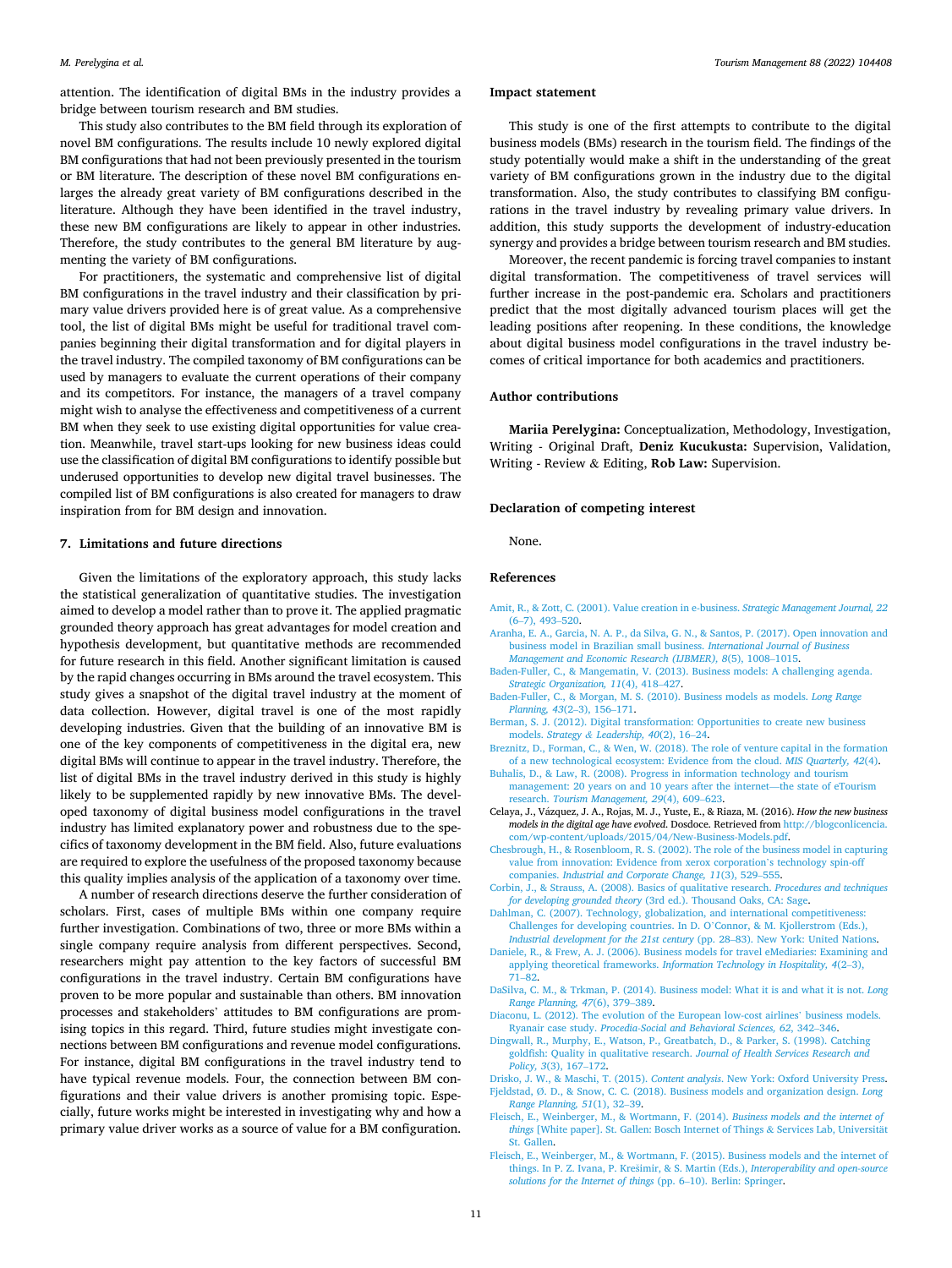attention. The identification of digital BMs in the industry provides a bridge between tourism research and BM studies.

This study also contributes to the BM field through its exploration of novel BM configurations. The results include 10 newly explored digital BM configurations that had not been previously presented in the tourism or BM literature. The description of these novel BM configurations enlarges the already great variety of BM configurations described in the literature. Although they have been identified in the travel industry, these new BM configurations are likely to appear in other industries. Therefore, the study contributes to the general BM literature by augmenting the variety of BM configurations.

For practitioners, the systematic and comprehensive list of digital BM configurations in the travel industry and their classification by primary value drivers provided here is of great value. As a comprehensive tool, the list of digital BMs might be useful for traditional travel companies beginning their digital transformation and for digital players in the travel industry. The compiled taxonomy of BM configurations can be used by managers to evaluate the current operations of their company and its competitors. For instance, the managers of a travel company might wish to analyse the effectiveness and competitiveness of a current BM when they seek to use existing digital opportunities for value creation. Meanwhile, travel start-ups looking for new business ideas could use the classification of digital BM configurations to identify possible but underused opportunities to develop new digital travel businesses. The compiled list of BM configurations is also created for managers to draw inspiration from for BM design and innovation.

## 7. Limitations and future directions

Given the limitations of the exploratory approach, this study lacks the statistical generalization of quantitative studies. The investigation aimed to develop a model rather than to prove it. The applied pragmatic grounded theory approach has great advantages for model creation and hypothesis development, but quantitative methods are recommended for future research in this field. Another significant limitation is caused by the rapid changes occurring in BMs around the travel ecosystem. This study gives a snapshot of the digital travel industry at the moment of data collection. However, digital travel is one of the most rapidly developing industries. Given that the building of an innovative BM is one of the key components of competitiveness in the digital era, new digital BMs will continue to appear in the travel industry. Therefore, the list of digital BMs in the travel industry derived in this study is highly likely to be supplemented rapidly by new innovative BMs. The developed taxonomy of digital business model configurations in the travel industry has limited explanatory power and robustness due to the specifics of taxonomy development in the BM field. Also, future evaluations are required to explore the usefulness of the proposed taxonomy because this quality implies analysis of the application of a taxonomy over time.

A number of research directions deserve the further consideration of scholars. First, cases of multiple BMs within one company require further investigation. Combinations of two, three or more BMs within a single company require analysis from different perspectives. Second, researchers might pay attention to the key factors of successful BM configurations in the travel industry. Certain BM configurations have proven to be more popular and sustainable than others. BM innovation processes and stakeholders' attitudes to BM configurations are promising topics in this regard. Third, future studies might investigate connections between BM configurations and revenue model configurations. For instance, digital BM configurations in the travel industry tend to have typical revenue models. Four, the connection between BM configurations and their value drivers is another promising topic. Especially, future works might be interested in investigating why and how a primary value driver works as a source of value for a BM configuration.

## Impact statement

This study is one of the first attempts to contribute to the digital business models (BMs) research in the tourism field. The findings of the study potentially would make a shift in the understanding of the great variety of BM configurations grown in the industry due to the digital transformation. Also, the study contributes to classifying BM configurations in the travel industry by revealing primary value drivers. In addition, this study supports the development of industry-education synergy and provides a bridge between tourism research and BM studies.

Moreover, the recent pandemic is forcing travel companies to instant digital transformation. The competitiveness of travel services will further increase in the post-pandemic era. Scholars and practitioners predict that the most digitally advanced tourism places will get the leading positions after reopening. In these conditions, the knowledge about digital business model configurations in the travel industry becomes of critical importance for both academics and practitioners.

## Author contributions

**Mariia Perelygina:** Conceptualization, Methodology, Investigation, Writing - Original Draft, **Deniz Kucukusta:** Supervision, Validation, Writing - Review & Editing, **Rob Law:** Supervision.

## Declaration of competing interest

None.

## References

Amit, R., & Zott, C. (2001). Value creation in e-business. *Strategic Management Journal, 22*(6–7), 493–520.

Aranha, E. A., Garcia, N. A. P., da Silva, G. N., & Santos, P. (2017). Open innovation and business model in Brazilian small business. *International Journal of Business Management and Economic Research (IJBMER), 8*(5), 1008–1015.

Baden-Fuller, C., & Mangematin, V. (2013). Business models: A challenging agenda. *Strategic Organization, 11*(4), 418–427.

Baden-Fuller, C., & Morgan, M. S. (2010). Business models as models. *Long Range Planning, 43*(2–3), 156–171.

Berman, S. J. (2012). Digital transformation: Opportunities to create new business models. *Strategy & Leadership, 40*(2), 16–24.

Breznitz, D., Forman, C., & Wen, W. (2018). The role of venture capital in the formation of a new technological ecosystem: Evidence from the cloud. *MIS Quarterly, 42*(4).

Buhalis, D., & Law, R. (2008). Progress in information technology and tourism management: 20 years on and 10 years after the internet—the state of eTourism research. *Tourism Management, 29*(4), 609–623.

Celaya, J., Vázquez, J. A., Rojas, M. J., Yuste, E., & Riaza, M. (2016). *How the new business models in the digital age have evolved*. Dosdoce. Retrieved from http://blogconlicencia.com/wp-content/uploads/2015/04/New-Business-Models.pdf.

Chesbrough, H., & Rosenbloom, R. S. (2002). The role of the business model in capturing value from innovation: Evidence from xerox corporation's technology spin-off companies. *Industrial and Corporate Change, 11*(3), 529–555.

Corbin, J., & Strauss, A. (2008). Basics of qualitative research. *Procedures and techniques for developing grounded theory* (3rd ed.). Thousand Oaks, CA: Sage.

Dahlman, C. (2007). Technology, globalization, and international competitiveness: Challenges for developing countries. In D. O'Connor, & M. Kjollerstrom (Eds.), *Industrial development for the 21st century* (pp. 28–83). New York: United Nations.

Daniele, R., & Frew, A. J. (2006). Business models for travel eMediaries: Examining and applying theoretical frameworks. *Information Technology in Hospitality, 4*(2–3), 71–82.

DaSilva, C. M., & Trkman, P. (2014). Business model: What it is and what it is not. *Long Range Planning, 47*(6), 379–389.

Diaconu, L. (2012). The evolution of the European low-cost airlines' business models. Ryanair case study. *Procedia-Social and Behavioral Sciences, 62*, 342–346.

Dingwall, R., Murphy, E., Watson, P., Greatbatch, D., & Parker, S. (1998). Catching goldfish: Quality in qualitative research. *Journal of Health Services Research and Policy, 3*(3), 167–172.

Drisko, J. W., & Maschi, T. (2015). *Content analysis*. New York: Oxford University Press.

Fjeldstad, Ø. D., & Snow, C. C. (2018). Business models and organization design. *Long Range Planning, 51*(1), 32–39.

Fleisch, E., Weinberger, M., & Wortmann, F. (2014). *Business models and the internet of things* [White paper]. St. Gallen: Bosch Internet of Things & Services Lab, Universität St. Gallen.

Fleisch, E., Weinberger, M., & Wortmann, F. (2015). Business models and the internet of things. In P. Z. Ivana, P. Krešimir, & S. Martin (Eds.), *Interoperability and open-source solutions for the Internet of things* (pp. 6–10). Berlin: Springer.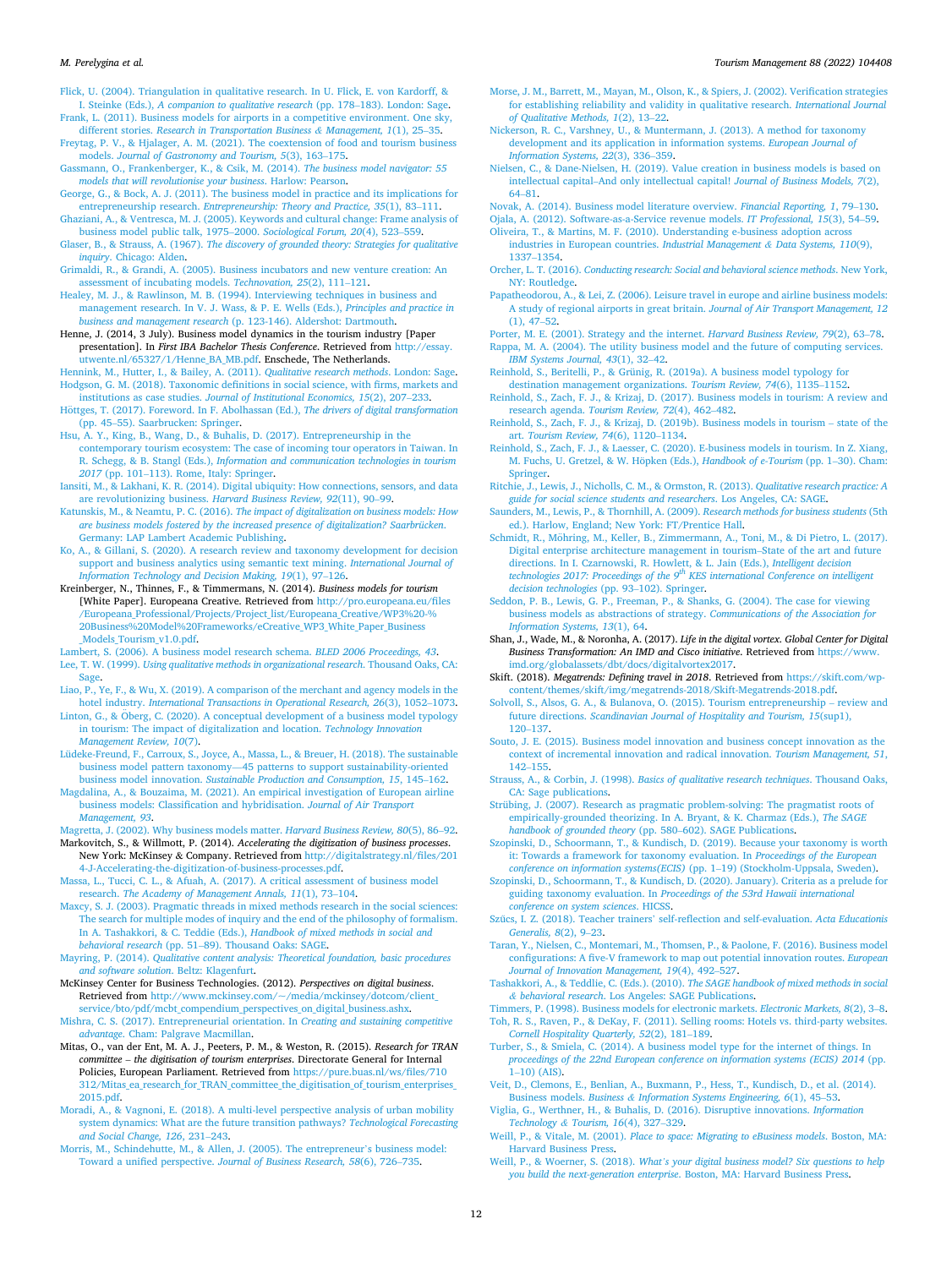Flick, U. (2004). Triangulation in qualitative research. In U. Flick, E. von Kardorff, & I. Steinke (Eds.), *A companion to qualitative research* (pp. 178–183). London: Sage.

Frank, L. (2011). Business models for airports in a competitive environment. One sky, different stories. *Research in Transportation Business & Management, 1*(1), 25–35.

Freytag, P. V., & Hjalager, A. M. (2021). The coextension of food and tourism business models. *Journal of Gastronomy and Tourism, 5*(3), 163–175.

Gassmann, O., Frankenberger, K., & Csik, M. (2014). *The business model navigator: 55 models that will revolutionise your business*. Harlow: Pearson.

George, G., & Bock, A. J. (2011). The business model in practice and its implications for entrepreneurship research. *Entrepreneurship: Theory and Practice, 35*(1), 83–111.

Ghaziani, A., & Ventresca, M. J. (2005). Keywords and cultural change: Frame analysis of business model public talk, 1975–2000. *Sociological Forum, 20*(4), 523–559.

Glaser, B., & Strauss, A. (1967). *The discovery of grounded theory: Strategies for qualitative inquiry*. Chicago: Alden.

Grimaldi, R., & Grandi, A. (2005). Business incubators and new venture creation: An assessment of incubating models. *Technovation, 25*(2), 111–121.

Healey, M. J., & Rawlinson, M. B. (1994). Interviewing techniques in business and management research. In V. J. Wass, & P. E. Wells (Eds.), *Principles and practice in business and management research* (p. 123-146). Aldershot: Dartmouth.

Henne, J. (2014, 3 July). Business model dynamics in the tourism industry [Paper presentation]. In *First IBA Bachelor Thesis Conference*. Retrieved from http://essay.utwente.nl/65327/1/Henne_BA_MB.pdf. Enschede, The Netherlands.

Hennink, M., Hutter, I., & Bailey, A. (2011). *Qualitative research methods*. London: Sage.

Hodgson, G. M. (2018). Taxonomic definitions in social science, with firms, markets and institutions as case studies. *Journal of Institutional Economics, 15*(2), 207–233.

Höttges, T. (2017). Foreword. In F. Abolhassan (Ed.), *The drivers of digital transformation* (pp. 45–55). Saarbrucken: Springer.

Hsu, A. Y., King, B., Wang, D., & Buhalis, D. (2017). Entrepreneurship in the contemporary tourism ecosystem: The case of incoming tour operators in Taiwan. In R. Schegg, & B. Stangl (Eds.), *Information and communication technologies in tourism 2017* (pp. 101–113). Rome, Italy: Springer.

Iansiti, M., & Lakhani, K. R. (2014). Digital ubiquity: How connections, sensors, and data are revolutionizing business. *Harvard Business Review, 92*(11), 90–99.

Katunskis, M., & Neamtu, P. C. (2016). *The impact of digitalization on business models: How are business models fostered by the increased presence of digitalization? Saarbrücken*. Germany: LAP Lambert Academic Publishing.

Ko, A., & Gillani, S. (2020). A research review and taxonomy development for decision support and business analytics using semantic text mining. *International Journal of Information Technology and Decision Making, 19*(1), 97–126.

Kreinberger, N., Thinnes, F., & Timmermans, N. (2014). *Business models for tourism* [White Paper]. Europeana Creative. Retrieved from http://pro.europeana.eu/files/Europeana_Professional/Projects/Project_list/Europeana_Creative/WP3%20-%20Business%20Model%20Frameworks/eCreative_WP3_White_Paper_Business_Models_Tourism_v1.0.pdf.

Lambert, S. (2006). A business model research schema. *BLED 2006 Proceedings, 43*.

Lee, T. W. (1999). *Using qualitative methods in organizational research*. Thousand Oaks, CA: Sage.

Liao, P., Ye, F., & Wu, X. (2019). A comparison of the merchant and agency models in the hotel industry. *International Transactions in Operational Research, 26*(3), 1052–1073.

Linton, G., & Öberg, C. (2020). A conceptual development of a business model typology in tourism: The impact of digitalization and location. *Technology Innovation Management Review, 10*(7).

Lüdeke-Freund, F., Carroux, S., Joyce, A., Massa, L., & Breuer, H. (2018). The sustainable business model pattern taxonomy—45 patterns to support sustainability-oriented business model innovation. *Sustainable Production and Consumption, 15*, 145–162.

Magdalina, A., & Bouzaima, M. (2021). An empirical investigation of European airline business models: Classification and hybridisation. *Journal of Air Transport Management, 93*.

Magretta, J. (2002). Why business models matter. *Harvard Business Review, 80*(5), 86–92.

Markovitch, S., & Willmott, P. (2014). *Accelerating the digitization of business processes*. New York: McKinsey & Company. Retrieved from http://digitalstrategy.nl/files/2014-J-Accelerating-the-digitization-of-business-processes.pdf.

Massa, L., Tucci, C. L., & Afuah, A. (2017). A critical assessment of business model research. *The Academy of Management Annals, 11*(1), 73–104.

Maxcy, S. J. (2003). Pragmatic threads in mixed methods research in the social sciences: The search for multiple modes of inquiry and the end of the philosophy of formalism. In A. Tashakkori, & C. Teddie (Eds.), *Handbook of mixed methods in social and behavioral research* (pp. 51–89). Thousand Oaks: SAGE.

Mayring, P. (2014). *Qualitative content analysis: Theoretical foundation, basic procedures and software solution*. Beltz: Klagenfurt.

McKinsey Center for Business Technologies. (2012). *Perspectives on digital business*. Retrieved from http://www.mckinsey.com/~/media/mckinsey/dotcom/client_service/bto/pdf/mcbt_compendium_perspectives_on_digital_business.ashx.

Mishra, C. S. (2017). Entrepreneurial orientation. In *Creating and sustaining competitive advantage*. Cham: Palgrave Macmillan.

Mitas, O., van der Ent, M. A. J., Peeters, P. M., & Weston, R. (2015). *Research for TRAN committee – the digitisation of tourism enterprises*. Directorate General for Internal Policies, European Parliament. Retrieved from https://pure.buas.nl/ws/files/710312/Mitas_ea_research_for_TRAN_committee_the_digitisation_of_tourism_enterprises_2015.pdf.

Moradi, A., & Vagnoni, E. (2018). A multi-level perspective analysis of urban mobility system dynamics: What are the future transition pathways? *Technological Forecasting and Social Change, 126*, 231–243.

Morris, M., Schindehutte, M., & Allen, J. (2005). The entrepreneur's business model: Toward a unified perspective. *Journal of Business Research, 58*(6), 726–735.

Morse, J. M., Barrett, M., Mayan, M., Olson, K., & Spiers, J. (2002). Verification strategies for establishing reliability and validity in qualitative research. *International Journal of Qualitative Methods, 1*(2), 13–22.

Nickerson, R. C., Varshney, U., & Muntermann, J. (2013). A method for taxonomy development and its application in information systems. *European Journal of Information Systems, 22*(3), 336–359.

Nielsen, C., & Dane-Nielsen, H. (2019). Value creation in business models is based on intellectual capital–And only intellectual capital! *Journal of Business Models, 7*(2), 64–81.

Novak, A. (2014). Business model literature overview. *Financial Reporting, 1*, 79–130.

Ojala, A. (2012). Software-as-a-Service revenue models. *IT Professional, 15*(3), 54–59.

Oliveira, T., & Martins, M. F. (2010). Understanding e-business adoption across industries in European countries. *Industrial Management & Data Systems, 110*(9), 1337–1354.

Orcher, L. T. (2016). *Conducting research: Social and behavioral science methods*. New York, NY: Routledge.

Papatheodorou, A., & Lei, Z. (2006). Leisure travel in europe and airline business models: A study of regional airports in great britain. *Journal of Air Transport Management, 12*(1), 47–52.

Porter, M. E. (2001). Strategy and the internet. *Harvard Business Review, 79*(2), 63–78.

Rappa, M. A. (2004). The utility business model and the future of computing services. *IBM Systems Journal, 43*(1), 32–42.

Reinhold, S., Beritelli, P., & Grünig, R. (2019a). A business model typology for destination management organizations. *Tourism Review, 74*(6), 1135–1152.

Reinhold, S., Zach, F. J., & Krizaj, D. (2017). Business models in tourism: A review and research agenda. *Tourism Review, 72*(4), 462–482.

Reinhold, S., Zach, F. J., & Krizaj, D. (2019b). Business models in tourism – state of the art. *Tourism Review, 74*(6), 1120–1134.

Reinhold, S., Zach, F. J., & Laesser, C. (2020). E-business models in tourism. In Z. Xiang, M. Fuchs, U. Gretzel, & W. Höpken (Eds.), *Handbook of e-Tourism* (pp. 1–30). Cham: Springer.

Ritchie, J., Lewis, J., Nicholls, C. M., & Ormston, R. (2013). *Qualitative research practice: A guide for social science students and researchers*. Los Angeles, CA: SAGE.

Saunders, M., Lewis, P., & Thornhill, A. (2009). *Research methods for business students* (5th ed.). Harlow, England; New York: FT/Prentice Hall.

Schmidt, R., Möhring, M., Keller, B., Zimmermann, A., Toni, M., & Di Pietro, L. (2017). Digital enterprise architecture management in tourism–State of the art and future directions. In I. Czarnowski, R. Howlett, & L. Jain (Eds.), *Intelligent decision technologies 2017: Proceedings of the 9th KES international Conference on intelligent decision technologies* (pp. 93–102). Springer.

Seddon, P. B., Lewis, G. P., Freeman, P., & Shanks, G. (2004). The case for viewing business models as abstractions of strategy. *Communications of the Association for Information Systems, 13*(1), 64.

Shan, J., Wade, M., & Noronha, A. (2017). *Life in the digital vortex. Global Center for Digital Business Transformation: An IMD and Cisco initiative*. Retrieved from https://www.imd.org/globalassets/dbt/docs/digitalvortex2017.

Skift. (2018). *Megatrends: Defining travel in 2018*. Retrieved from https://skift.com/wp-content/themes/skift/img/megatrends-2018/Skift-Megatrends-2018.pdf.

Solvoll, S., Alsos, G. A., & Bulanova, O. (2015). Tourism entrepreneurship – review and future directions. *Scandinavian Journal of Hospitality and Tourism, 15*(sup1), 120–137.

Souto, J. E. (2015). Business model innovation and business concept innovation as the context of incremental innovation and radical innovation. *Tourism Management, 51*, 142–155.

Strauss, A., & Corbin, J. (1998). *Basics of qualitative research techniques*. Thousand Oaks, CA: Sage publications.

Strübing, J. (2007). Research as pragmatic problem-solving: The pragmatist roots of empirically-grounded theorizing. In A. Bryant, & K. Charmaz (Eds.), *The SAGE handbook of grounded theory* (pp. 580–602). SAGE Publications.

Szopinski, D., Schoormann, T., & Kundisch, D. (2019). Because your taxonomy is worth it: Towards a framework for taxonomy evaluation. In *Proceedings of the European conference on information systems(ECIS)* (pp. 1–19) (Stockholm-Uppsala, Sweden).

Szopinski, D., Schoormann, T., & Kundisch, D. (2020, January). Criteria as a prelude for guiding taxonomy evaluation. In *Proceedings of the 53rd Hawaii international conference on system sciences*. HICSS.

Szűcs, I. Z. (2018). Teacher trainers' self-reflection and self-evaluation. *Acta Educationis Generalis, 8*(2), 9–23.

Taran, Y., Nielsen, C., Montemari, M., Thomsen, P., & Paolone, F. (2016). Business model configurations: A five-V framework to map out potential innovation routes. *European Journal of Innovation Management, 19*(4), 492–527.

Tashakkori, A., & Teddlie, C. (Eds.). (2010). *The SAGE handbook of mixed methods in social & behavioral research*. Los Angeles: SAGE Publications.

Timmers, P. (1998). Business models for electronic markets. *Electronic Markets, 8*(2), 3–8.

Toh, R. S., Raven, P., & DeKay, F. (2011). Selling rooms: Hotels vs. third-party websites. *Cornell Hospitality Quarterly, 52*(2), 181–189.

Turber, S., & Smiela, C. (2014). A business model type for the internet of things. In *proceedings of the 22nd European conference on information systems (ECIS) 2014* (pp. 1–10) (AIS).

Veit, D., Clemons, E., Benlian, A., Buxmann, P., Hess, T., Kundisch, D., et al. (2014). Business models. *Business & Information Systems Engineering, 6*(1), 45–53.

Viglia, G., Werthner, H., & Buhalis, D. (2016). Disruptive innovations. *Information Technology & Tourism, 16*(4), 327–329.

Weill, P., & Vitale, M. (2001). *Place to space: Migrating to eBusiness models*. Boston, MA: Harvard Business Press.

Weill, P., & Woerner, S. (2018). *What's your digital business model? Six questions to help you build the next-generation enterprise*. Boston, MA: Harvard Business Press.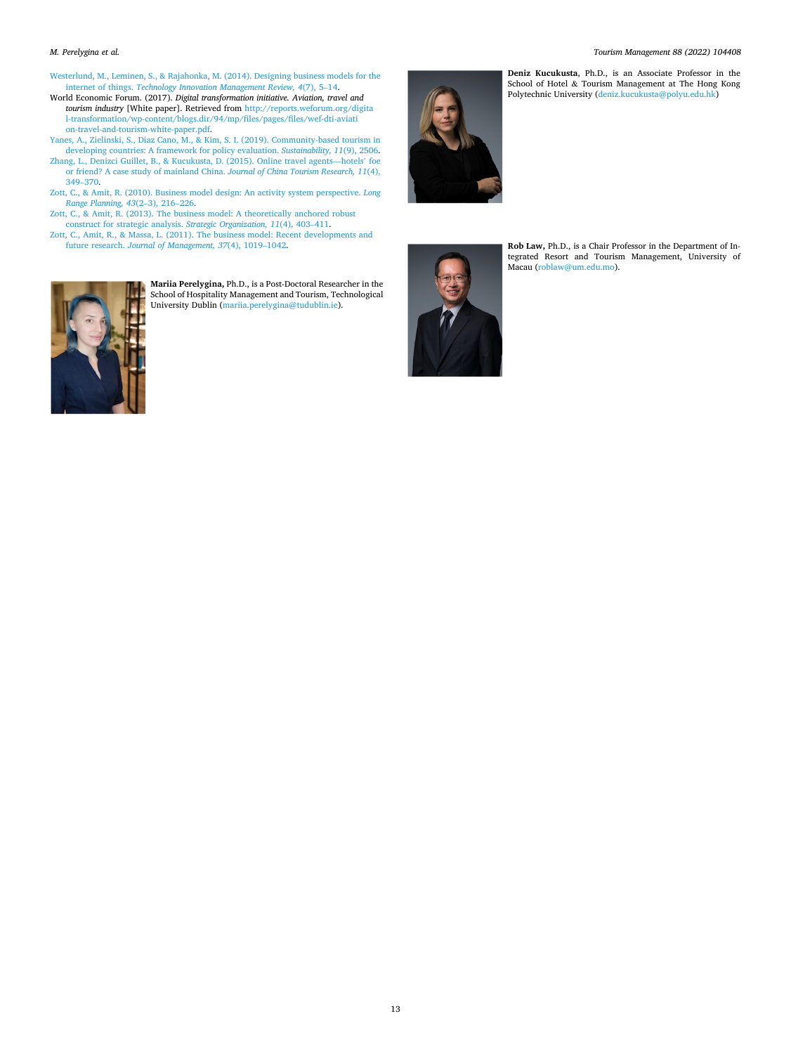Westerlund, M., Leminen, S., & Rajahonka, M. (2014). Designing business models for the internet of things. *Technology Innovation Management Review, 4*(7), 5–14.

World Economic Forum. (2017). *Digital transformation initiative. Aviation, travel and tourism industry* [White paper]. Retrieved from http://reports.weforum.org/digital-transformation/wp-content/blogs.dir/94/mp/files/pages/files/wef-dti-aviation-on-travel-and-tourism-white-paper.pdf.

Yanes, A., Zielinski, S., Diaz Cano, M., & Kim, S. I. (2019). Community-based tourism in developing countries: A framework for policy evaluation. *Sustainability, 11*(9), 2506.

Zhang, L., Denizci Guillet, B., & Kucukusta, D. (2015). Online travel agents—hotels' foe or friend? A case study of mainland China. *Journal of China Tourism Research, 11*(4), 349–370.

Zott, C., & Amit, R. (2010). Business model design: An activity system perspective. *Long Range Planning, 43*(2–3), 216–226.

Zott, C., & Amit, R. (2013). The business model: A theoretically anchored robust construct for strategic analysis. *Strategic Organization, 11*(4), 403–411.

Zott, C., Amit, R., & Massa, L. (2011). The business model: Recent developments and future research. *Journal of Management, 37*(4), 1019–1042.

**Mariia Perelygina,** Ph.D., is a Post-Doctoral Researcher in the School of Hospitality Management and Tourism, Technological University Dublin (mariia.perelygina@tudublin.ie).

**Deniz Kucukusta**, Ph.D., is an Associate Professor in the School of Hotel & Tourism Management at The Hong Kong Polytechnic University (deniz.kucukusta@polyu.edu.hk)

**Rob Law,** Ph.D., is a Chair Professor in the Department of Integrated Resort and Tourism Management, University of Macau (roblaw@um.edu.mo).